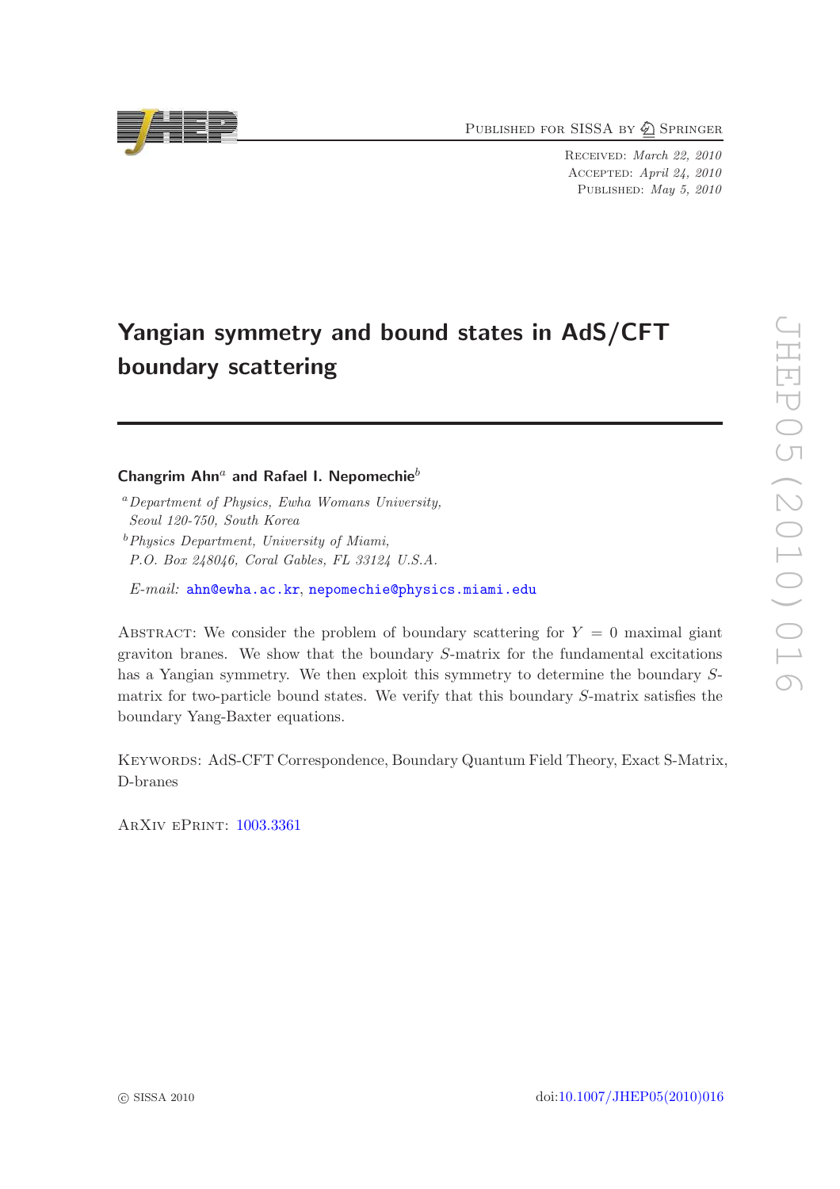Published for SISSA by Springer

Received: *March 22, 2010*
Accepted: *April 24, 2010*
Published: *May 5, 2010*

# Yangian symmetry and bound states in AdS/CFT boundary scattering

**Changrim Ahn**[a] **and Rafael I. Nepomechie**[b]

[a] *Department of Physics, Ewha Womans University, Seoul 120-750, South Korea*

[b] *Physics Department, University of Miami, P.O. Box 248046, Coral Gables, FL 33124 U.S.A.*

*E-mail:* ahn@ewha.ac.kr, nepomechie@physics.miami.edu

Abstract: We consider the problem of boundary scattering for $Y = 0$ maximal giant graviton branes. We show that the boundary $S$-matrix for the fundamental excitations has a Yangian symmetry. We then exploit this symmetry to determine the boundary $S$-matrix for two-particle bound states. We verify that this boundary $S$-matrix satisfies the boundary Yang-Baxter equations.

Keywords: AdS-CFT Correspondence, Boundary Quantum Field Theory, Exact S-Matrix, D-branes

ArXiv ePrint: 1003.3361

© SISSA 2010

doi:10.1007/JHEP05(2010)016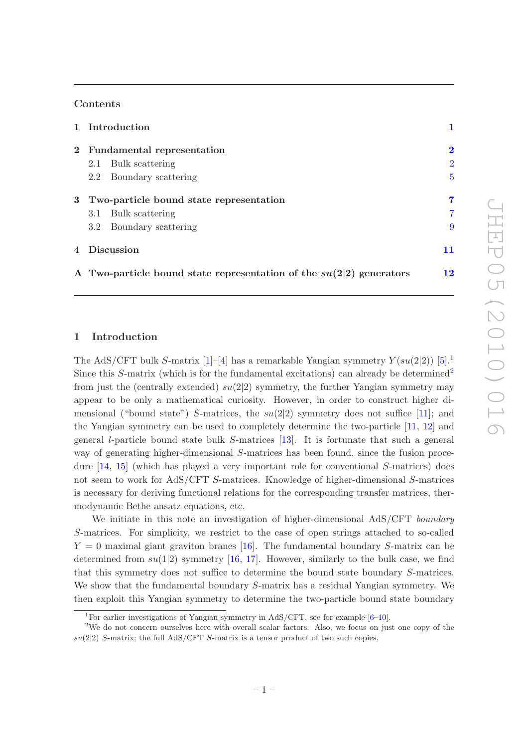## Contents

| | | |
|---|---|---|
| **1** | **Introduction** | **1** |
| **2** | **Fundamental representation** | **2** |
| | 2.1 Bulk scattering | 2 |
| | 2.2 Boundary scattering | 5 |
| **3** | **Two-particle bound state representation** | **7** |
| | 3.1 Bulk scattering | 7 |
| | 3.2 Boundary scattering | 9 |
| **4** | **Discussion** | **11** |
| **A** | **Two-particle bound state representation of the $su(2|2)$ generators** | **12** |

## 1 Introduction

The AdS/CFT bulk $S$-matrix [1]–[4] has a remarkable Yangian symmetry $Y(su(2|2))$ [5].[1] Since this $S$-matrix (which is for the fundamental excitations) can already be determined[2] from just the (centrally extended) $su(2|2)$ symmetry, the further Yangian symmetry may appear to be only a mathematical curiosity. However, in order to construct higher dimensional ("bound state") $S$-matrices, the $su(2|2)$ symmetry does not suffice [11]; and the Yangian symmetry can be used to completely determine the two-particle [11, 12] and general $l$-particle bound state bulk $S$-matrices [13]. It is fortunate that such a general way of generating higher-dimensional $S$-matrices has been found, since the fusion procedure [14, 15] (which has played a very important role for conventional $S$-matrices) does not seem to work for AdS/CFT $S$-matrices. Knowledge of higher-dimensional $S$-matrices is necessary for deriving functional relations for the corresponding transfer matrices, thermodynamic Bethe ansatz equations, etc.

We initiate in this note an investigation of higher-dimensional AdS/CFT *boundary* $S$-matrices. For simplicity, we restrict to the case of open strings attached to so-called $Y = 0$ maximal giant graviton branes [16]. The fundamental boundary $S$-matrix can be determined from $su(1|2)$ symmetry [16, 17]. However, similarly to the bulk case, we find that this symmetry does not suffice to determine the bound state boundary $S$-matrices. We show that the fundamental boundary $S$-matrix has a residual Yangian symmetry. We then exploit this Yangian symmetry to determine the two-particle bound state boundary

---

[1] For earlier investigations of Yangian symmetry in AdS/CFT, see for example [6–10].

[2] We do not concern ourselves here with overall scalar factors. Also, we focus on just one copy of the $su(2|2)$ $S$-matrix; the full AdS/CFT $S$-matrix is a tensor product of two such copies.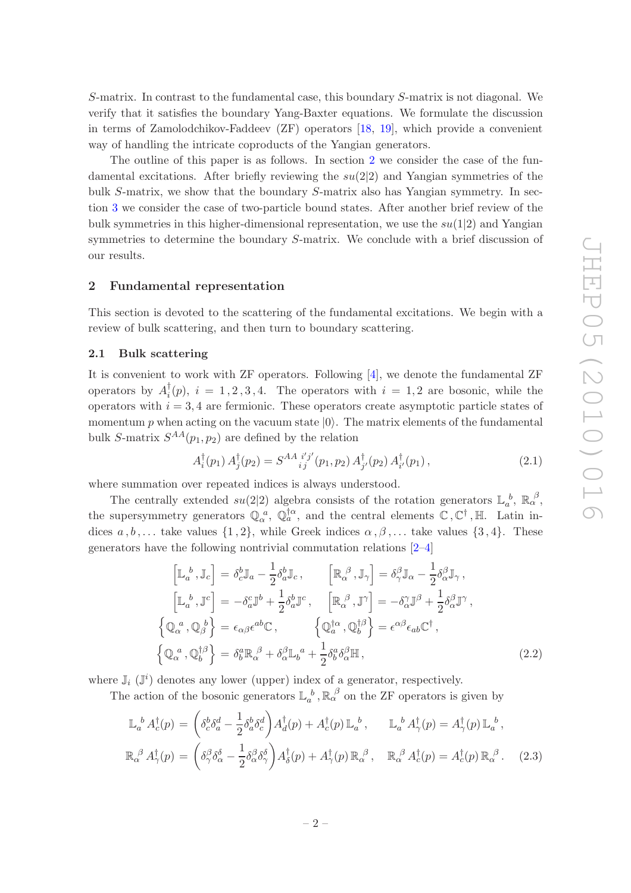$S$-matrix. In contrast to the fundamental case, this boundary $S$-matrix is not diagonal. We verify that it satisfies the boundary Yang-Baxter equations. We formulate the discussion in terms of Zamolodchikov-Faddeev (ZF) operators [18, 19], which provide a convenient way of handling the intricate coproducts of the Yangian generators.

The outline of this paper is as follows. In section 2 we consider the case of the fundamental excitations. After briefly reviewing the $su(2|2)$ and Yangian symmetries of the bulk $S$-matrix, we show that the boundary $S$-matrix also has Yangian symmetry. In section 3 we consider the case of two-particle bound states. After another brief review of the bulk symmetries in this higher-dimensional representation, we use the $su(1|2)$ and Yangian symmetries to determine the boundary $S$-matrix. We conclude with a brief discussion of our results.

## 2 Fundamental representation

This section is devoted to the scattering of the fundamental excitations. We begin with a review of bulk scattering, and then turn to boundary scattering.

### 2.1 Bulk scattering

It is convenient to work with ZF operators. Following [4], we denote the fundamental ZF operators by $A_i^\dagger(p)$, $i = 1,2,3,4$. The operators with $i = 1,2$ are bosonic, while the operators with $i = 3,4$ are fermionic. These operators create asymptotic particle states of momentum $p$ when acting on the vacuum state $|0\rangle$. The matrix elements of the fundamental bulk $S$-matrix $S^{AA}(p_1,p_2)$ are defined by the relation

$$A_i^\dagger(p_1)\, A_j^\dagger(p_2) = S^{AA\, i'j'}_{\ \ i\, j}(p_1,p_2)\, A_{j'}^\dagger(p_2)\, A_{i'}^\dagger(p_1)\,, \tag{2.1}$$

where summation over repeated indices is always understood.

The centrally extended $su(2|2)$ algebra consists of the rotation generators $\mathbb{L}_a^{\ b}$, $\mathbb{R}_\alpha^{\ \beta}$, the supersymmetry generators $\mathbb{Q}_\alpha^{\ a}$, $\mathbb{Q}_a^{\dagger\alpha}$, and the central elements $\mathbb{C}\,,\mathbb{C}^\dagger\,,\mathbb{H}$. Latin indices $a\,,b\,,\ldots$ take values $\{1,2\}$, while Greek indices $\alpha\,,\beta\,,\ldots$ take values $\{3,4\}$. These generators have the following nontrivial commutation relations [2–4]

$$\begin{aligned}
\left[\mathbb{L}_a^{\ b}\,,\mathbb{J}_c\right] &= \delta_c^b \mathbb{J}_a - \frac{1}{2}\delta_a^b \mathbb{J}_c\,, & \left[\mathbb{R}_\alpha^{\ \beta}\,,\mathbb{J}_\gamma\right] &= \delta_\gamma^\beta \mathbb{J}_\alpha - \frac{1}{2}\delta_\alpha^\beta \mathbb{J}_\gamma\,,\\
\left[\mathbb{L}_a^{\ b}\,,\mathbb{J}^c\right] &= -\delta_a^c \mathbb{J}^b + \frac{1}{2}\delta_a^b \mathbb{J}^c\,, & \left[\mathbb{R}_\alpha^{\ \beta}\,,\mathbb{J}^\gamma\right] &= -\delta_\alpha^\gamma \mathbb{J}^\beta + \frac{1}{2}\delta_\alpha^\beta \mathbb{J}^\gamma\,,\\
\left\{\mathbb{Q}_\alpha^{\ a}\,,\mathbb{Q}_\beta^{\ b}\right\} &= \epsilon_{\alpha\beta}\epsilon^{ab}\mathbb{C}\,, & \left\{\mathbb{Q}_a^{\dagger\alpha}\,,\mathbb{Q}_b^{\dagger\beta}\right\} &= \epsilon^{\alpha\beta}\epsilon_{ab}\mathbb{C}^\dagger\,,\\
\left\{\mathbb{Q}_\alpha^{\ a}\,,\mathbb{Q}_b^{\dagger\beta}\right\} &= \delta_b^a \mathbb{R}_\alpha^{\ \beta} + \delta_\alpha^\beta \mathbb{L}_b^{\ a} + \frac{1}{2}\delta_b^a \delta_\alpha^\beta \mathbb{H}\,, &&
\end{aligned} \tag{2.2}$$

where $\mathbb{J}_i$ ($\mathbb{J}^i$) denotes any lower (upper) index of a generator, respectively.

The action of the bosonic generators $\mathbb{L}_a^{\ b}, \mathbb{R}_\alpha^{\ \beta}$ on the ZF operators is given by

$$\begin{aligned}
\mathbb{L}_a^{\ b}\, A_c^\dagger(p) &= \left(\delta_c^b \delta_a^d - \frac{1}{2}\delta_a^b \delta_c^d\right) A_d^\dagger(p) + A_c^\dagger(p)\, \mathbb{L}_a^{\ b}\,, & \mathbb{L}_a^{\ b}\, A_\gamma^\dagger(p) &= A_\gamma^\dagger(p)\, \mathbb{L}_a^{\ b}\,,\\
\mathbb{R}_\alpha^{\ \beta}\, A_\gamma^\dagger(p) &= \left(\delta_\gamma^\beta \delta_\alpha^\delta - \frac{1}{2}\delta_\alpha^\beta \delta_\gamma^\delta\right) A_\delta^\dagger(p) + A_\gamma^\dagger(p)\, \mathbb{R}_\alpha^{\ \beta}\,, & \mathbb{R}_\alpha^{\ \beta}\, A_c^\dagger(p) &= A_c^\dagger(p)\, \mathbb{R}_\alpha^{\ \beta}\,.
\end{aligned} \tag{2.3}$$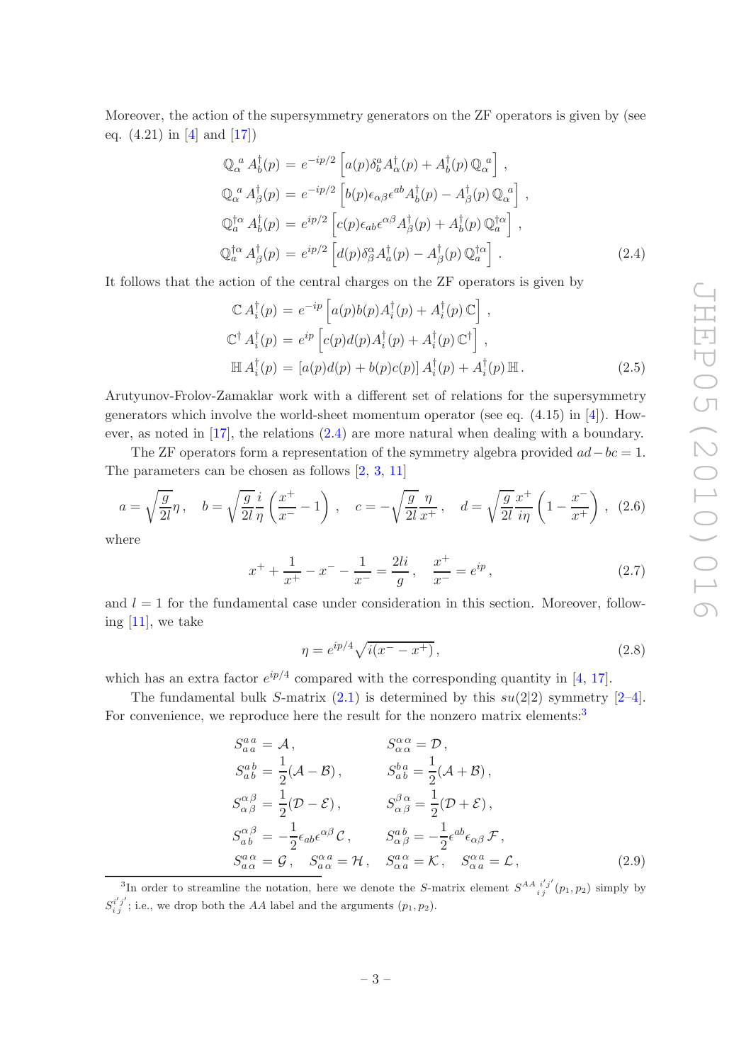Moreover, the action of the supersymmetry generators on the ZF operators is given by (see eq. (4.21) in [4] and [17])

$$
\begin{aligned}
\mathbb{Q}_\alpha^{\ a}\, A_b^\dagger(p) &= e^{-ip/2}\left[a(p)\delta_b^a A_\alpha^\dagger(p) + A_b^\dagger(p)\,\mathbb{Q}_\alpha^{\ a}\right], \\
\mathbb{Q}_\alpha^{\ a}\, A_\beta^\dagger(p) &= e^{-ip/2}\left[b(p)\epsilon_{\alpha\beta}\epsilon^{ab} A_b^\dagger(p) - A_\beta^\dagger(p)\,\mathbb{Q}_\alpha^{\ a}\right], \\
\mathbb{Q}_a^{\dagger\alpha}\, A_b^\dagger(p) &= e^{ip/2}\left[c(p)\epsilon_{ab}\epsilon^{\alpha\beta} A_\beta^\dagger(p) + A_b^\dagger(p)\,\mathbb{Q}_a^{\dagger\alpha}\right], \\
\mathbb{Q}_a^{\dagger\alpha}\, A_\beta^\dagger(p) &= e^{ip/2}\left[d(p)\delta_\beta^\alpha A_a^\dagger(p) - A_\beta^\dagger(p)\,\mathbb{Q}_a^{\dagger\alpha}\right].
\end{aligned} \tag{2.4}
$$

It follows that the action of the central charges on the ZF operators is given by

$$
\begin{aligned}
\mathbb{C}\, A_i^\dagger(p) &= e^{-ip}\left[a(p)b(p)A_i^\dagger(p) + A_i^\dagger(p)\,\mathbb{C}\right], \\
\mathbb{C}^\dagger\, A_i^\dagger(p) &= e^{ip}\left[c(p)d(p)A_i^\dagger(p) + A_i^\dagger(p)\,\mathbb{C}^\dagger\right], \\
\mathbb{H}\, A_i^\dagger(p) &= \left[a(p)d(p) + b(p)c(p)\right]A_i^\dagger(p) + A_i^\dagger(p)\,\mathbb{H}.
\end{aligned} \tag{2.5}
$$

Arutyunov-Frolov-Zamaklar work with a different set of relations for the supersymmetry generators which involve the world-sheet momentum operator (see eq. (4.15) in [4]). However, as noted in [17], the relations (2.4) are more natural when dealing with a boundary.

The ZF operators form a representation of the symmetry algebra provided $ad - bc = 1$. The parameters can be chosen as follows [2, 3, 11]

$$
a = \sqrt{\frac{g}{2l}}\eta\,, \quad b = \sqrt{\frac{g}{2l}}\frac{i}{\eta}\left(\frac{x^+}{x^-} - 1\right), \quad c = -\sqrt{\frac{g}{2l}}\frac{\eta}{x^+}\,, \quad d = \sqrt{\frac{g}{2l}}\frac{x^+}{i\eta}\left(1 - \frac{x^-}{x^+}\right), \tag{2.6}
$$

where

$$
x^+ + \frac{1}{x^+} - x^- - \frac{1}{x^-} = \frac{2li}{g}\,, \quad \frac{x^+}{x^-} = e^{ip}\,, \tag{2.7}
$$

and $l = 1$ for the fundamental case under consideration in this section. Moreover, following [11], we take

$$
\eta = e^{ip/4}\sqrt{i(x^- - x^+)}\,, \tag{2.8}
$$

which has an extra factor $e^{ip/4}$ compared with the corresponding quantity in [4, 17].

The fundamental bulk $S$-matrix (2.1) is determined by this $su(2|2)$ symmetry [2–4]. For convenience, we reproduce here the result for the nonzero matrix elements:[3]

$$
\begin{aligned}
S_{a\,a}^{a\,a} &= \mathcal{A}\,, & S_{\alpha\,\alpha}^{\alpha\,\alpha} &= \mathcal{D}\,, \\
S_{a\,b}^{a\,b} &= \frac{1}{2}(\mathcal{A} - \mathcal{B})\,, & S_{a\,b}^{b\,a} &= \frac{1}{2}(\mathcal{A} + \mathcal{B})\,, \\
S_{\alpha\,\beta}^{\alpha\,\beta} &= \frac{1}{2}(\mathcal{D} - \mathcal{E})\,, & S_{\alpha\,\beta}^{\beta\,\alpha} &= \frac{1}{2}(\mathcal{D} + \mathcal{E})\,, \\
S_{a\,b}^{\alpha\,\beta} &= -\frac{1}{2}\epsilon_{ab}\epsilon^{\alpha\beta}\,\mathcal{C}\,, & S_{\alpha\,\beta}^{a\,b} &= -\frac{1}{2}\epsilon^{ab}\epsilon_{\alpha\beta}\,\mathcal{F}\,, \\
S_{a\,\alpha}^{a\,\alpha} = \mathcal{G}\,, \quad S_{a\,\alpha}^{\alpha\,a} &= \mathcal{H}\,, & S_{\alpha\,a}^{a\,\alpha} = \mathcal{K}\,, \quad S_{\alpha\,a}^{\alpha\,a} &= \mathcal{L}\,,
\end{aligned} \tag{2.9}
$$

---

[3] In order to streamline the notation, here we denote the $S$-matrix element $S^{AA}{}_{i\,j}^{i'\,j'}(p_1, p_2)$ simply by $S_{i\,j}^{i'\,j'}$; i.e., we drop both the $AA$ label and the arguments $(p_1, p_2)$.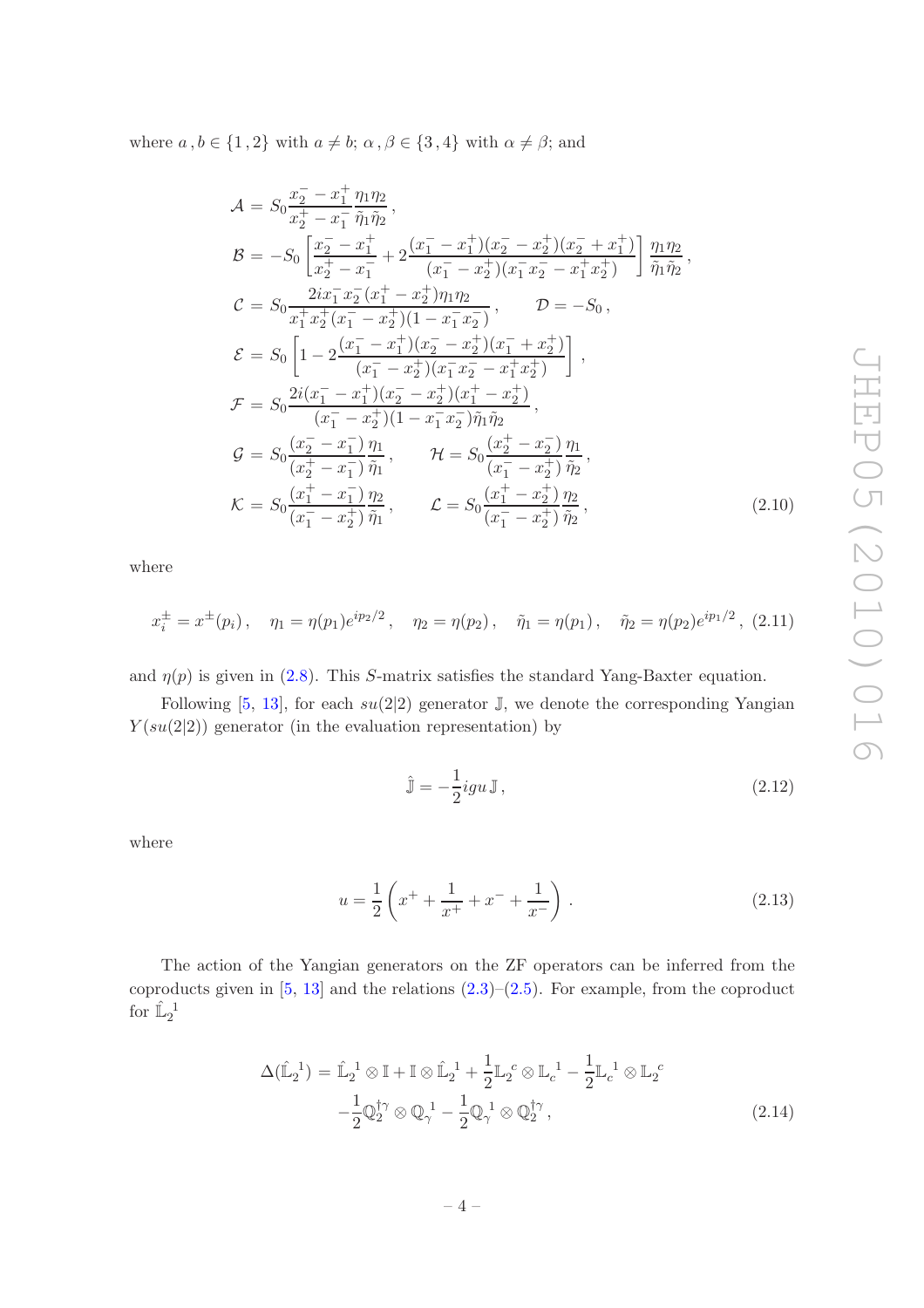where $a\,, b \in \{1\,, 2\}$ with $a \neq b$; $\alpha\,, \beta \in \{3\,, 4\}$ with $\alpha \neq \beta$; and

$$
\begin{aligned}
\mathcal{A} &= S_0 \frac{x_2^- - x_1^+}{x_2^+ - x_1^-} \frac{\eta_1 \eta_2}{\tilde{\eta}_1 \tilde{\eta}_2}\,, \\
\mathcal{B} &= -S_0 \left[ \frac{x_2^- - x_1^+}{x_2^+ - x_1^-} + 2 \frac{(x_1^- - x_1^+)(x_2^- - x_2^+)(x_2^- + x_1^+)}{(x_1^- - x_2^+)(x_1^- x_2^- - x_1^+ x_2^+)} \right] \frac{\eta_1 \eta_2}{\tilde{\eta}_1 \tilde{\eta}_2}\,, \\
\mathcal{C} &= S_0 \frac{2 i x_1^- x_2^- (x_1^+ - x_2^+) \eta_1 \eta_2}{x_1^+ x_2^+ (x_1^- - x_2^+)(1 - x_1^- x_2^-)}\,, \qquad \mathcal{D} = -S_0\,, \\
\mathcal{E} &= S_0 \left[ 1 - 2 \frac{(x_1^- - x_1^+)(x_2^- - x_2^+)(x_1^- + x_2^+)}{(x_1^- - x_2^+)(x_1^- x_2^- - x_1^+ x_2^+)} \right]\,, \\
\mathcal{F} &= S_0 \frac{2 i (x_1^- - x_1^+)(x_2^- - x_2^+)(x_1^+ - x_2^+)}{(x_1^- - x_2^+)(1 - x_1^- x_2^-) \tilde{\eta}_1 \tilde{\eta}_2}\,, \\
\mathcal{G} &= S_0 \frac{(x_2^- - x_1^-)}{(x_2^+ - x_1^-)} \frac{\eta_1}{\tilde{\eta}_1}\,, \qquad \mathcal{H} = S_0 \frac{(x_2^+ - x_2^-)}{(x_1^- - x_2^+)} \frac{\eta_1}{\tilde{\eta}_2}\,, \\
\mathcal{K} &= S_0 \frac{(x_1^+ - x_1^-)}{(x_1^- - x_2^+)} \frac{\eta_2}{\tilde{\eta}_1}\,, \qquad \mathcal{L} = S_0 \frac{(x_1^+ - x_2^+)}{(x_1^- - x_2^+)} \frac{\eta_2}{\tilde{\eta}_2}\,,
\end{aligned}
\tag{2.10}
$$

where

$$
x_i^\pm = x^\pm(p_i)\,, \quad \eta_1 = \eta(p_1) e^{i p_2/2}\,, \quad \eta_2 = \eta(p_2)\,, \quad \tilde{\eta}_1 = \eta(p_1)\,, \quad \tilde{\eta}_2 = \eta(p_2) e^{i p_1/2}\,, \tag{2.11}
$$

and $\eta(p)$ is given in (2.8). This $S$-matrix satisfies the standard Yang-Baxter equation.

Following [5, 13], for each $su(2|2)$ generator $\mathbb{J}$, we denote the corresponding Yangian $Y(su(2|2))$ generator (in the evaluation representation) by

$$
\hat{\mathbb{J}} = -\frac{1}{2} i g u\, \mathbb{J}\,, \tag{2.12}
$$

where

$$
u = \frac{1}{2} \left( x^+ + \frac{1}{x^+} + x^- + \frac{1}{x^-} \right)\,. \tag{2.13}
$$

The action of the Yangian generators on the ZF operators can be inferred from the coproducts given in [5, 13] and the relations (2.3)–(2.5). For example, from the coproduct for $\hat{\mathbb{L}}_2{}^1$

$$
\begin{aligned}
\Delta(\hat{\mathbb{L}}_2{}^1) = \hat{\mathbb{L}}_2{}^1 \otimes \mathbb{I} + \mathbb{I} \otimes \hat{\mathbb{L}}_2{}^1 + \frac{1}{2} \mathbb{L}_2{}^c \otimes \mathbb{L}_c{}^1 - \frac{1}{2} \mathbb{L}_c{}^1 \otimes \mathbb{L}_2{}^c \\
- \frac{1}{2} \mathbb{Q}_2^{\dagger \gamma} \otimes \mathbb{Q}_\gamma{}^1 - \frac{1}{2} \mathbb{Q}_\gamma{}^1 \otimes \mathbb{Q}_2^{\dagger \gamma}\,,
\end{aligned}
\tag{2.14}
$$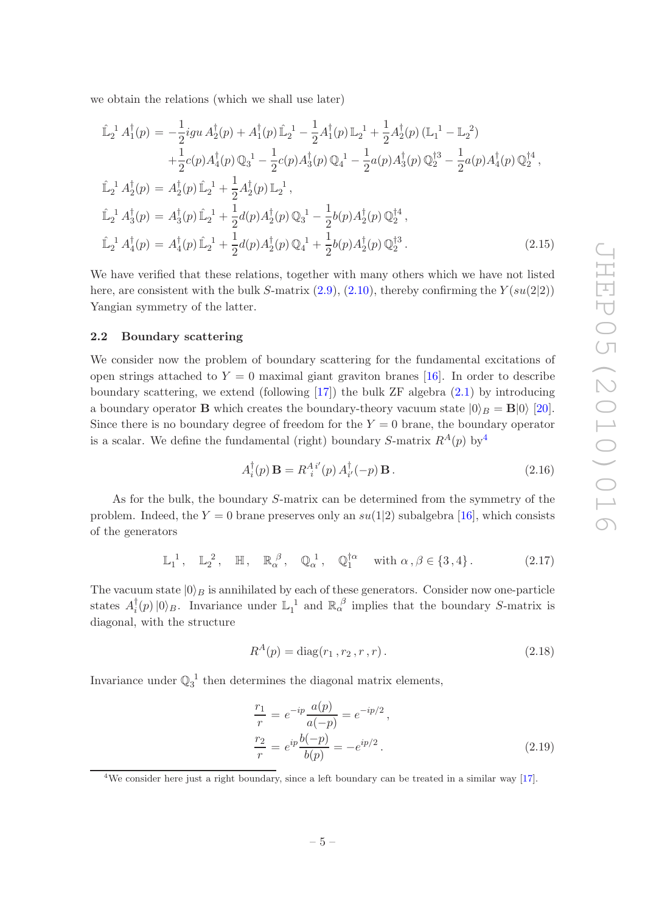we obtain the relations (which we shall use later)

$$
\begin{aligned}
\hat{\mathbb{L}}_2{}^1\, A_1^\dagger(p) &= -\frac{1}{2} igu\, A_2^\dagger(p) + A_1^\dagger(p)\, \hat{\mathbb{L}}_2{}^1 - \frac{1}{2} A_1^\dagger(p)\, \mathbb{L}_2{}^1 + \frac{1}{2} A_2^\dagger(p)\, (\mathbb{L}_1{}^1 - \mathbb{L}_2{}^2) \\
&\quad + \frac{1}{2} c(p) A_4^\dagger(p)\, \mathbb{Q}_3{}^1 - \frac{1}{2} c(p) A_3^\dagger(p)\, \mathbb{Q}_4{}^1 - \frac{1}{2} a(p) A_3^\dagger(p)\, \mathbb{Q}_2^{\dagger 3} - \frac{1}{2} a(p) A_4^\dagger(p)\, \mathbb{Q}_2^{\dagger 4}\,, \\
\hat{\mathbb{L}}_2{}^1\, A_2^\dagger(p) &= A_2^\dagger(p)\, \hat{\mathbb{L}}_2{}^1 + \frac{1}{2} A_2^\dagger(p)\, \mathbb{L}_2{}^1\,, \\
\hat{\mathbb{L}}_2{}^1\, A_3^\dagger(p) &= A_3^\dagger(p)\, \hat{\mathbb{L}}_2{}^1 + \frac{1}{2} d(p) A_2^\dagger(p)\, \mathbb{Q}_3{}^1 - \frac{1}{2} b(p) A_2^\dagger(p)\, \mathbb{Q}_2^{\dagger 4}\,, \\
\hat{\mathbb{L}}_2{}^1\, A_4^\dagger(p) &= A_4^\dagger(p)\, \hat{\mathbb{L}}_2{}^1 + \frac{1}{2} d(p) A_2^\dagger(p)\, \mathbb{Q}_4{}^1 + \frac{1}{2} b(p) A_2^\dagger(p)\, \mathbb{Q}_2^{\dagger 3}\,.
\end{aligned}
\tag{2.15}
$$

We have verified that these relations, together with many others which we have not listed here, are consistent with the bulk $S$-matrix (2.9), (2.10), thereby confirming the $Y(su(2|2))$ Yangian symmetry of the latter.

### 2.2 Boundary scattering

We consider now the problem of boundary scattering for the fundamental excitations of open strings attached to $Y = 0$ maximal giant graviton branes [16]. In order to describe boundary scattering, we extend (following [17]) the bulk ZF algebra (2.1) by introducing a boundary operator $\mathbf{B}$ which creates the boundary-theory vacuum state $|0\rangle_B = \mathbf{B}|0\rangle$ [20]. Since there is no boundary degree of freedom for the $Y = 0$ brane, the boundary operator is a scalar. We define the fundamental (right) boundary $S$-matrix $R^A(p)$ by[4]

$$
A_i^\dagger(p)\, \mathbf{B} = R^A{}_i{}^{i'}(p)\, A_{i'}^\dagger(-p)\, \mathbf{B}\,. \tag{2.16}
$$

As for the bulk, the boundary $S$-matrix can be determined from the symmetry of the problem. Indeed, the $Y = 0$ brane preserves only an $su(1|2)$ subalgebra [16], which consists of the generators

$$
\mathbb{L}_1{}^1\,, \quad \mathbb{L}_2{}^2\,, \quad \mathbb{H}\,, \quad \mathbb{R}_\alpha{}^\beta\,, \quad \mathbb{Q}_\alpha{}^1\,, \quad \mathbb{Q}_1^{\dagger\alpha} \quad \text{with } \alpha\,, \beta \in \{3\,, 4\}\,. \tag{2.17}
$$

The vacuum state $|0\rangle_B$ is annihilated by each of these generators. Consider now one-particle states $A_i^\dagger(p)\,|0\rangle_B$. Invariance under $\mathbb{L}_1{}^1$ and $\mathbb{R}_\alpha{}^\beta$ implies that the boundary $S$-matrix is diagonal, with the structure

$$
R^A(p) = \mathrm{diag}(r_1\,, r_2\,, r\,, r)\,. \tag{2.18}
$$

Invariance under $\mathbb{Q}_3{}^1$ then determines the diagonal matrix elements,

$$
\begin{aligned}
\frac{r_1}{r} &= e^{-ip} \frac{a(p)}{a(-p)} = e^{-ip/2}\,, \\
\frac{r_2}{r} &= e^{ip} \frac{b(-p)}{b(p)} = -e^{ip/2}\,.
\end{aligned}
\tag{2.19}
$$

[4] We consider here just a right boundary, since a left boundary can be treated in a similar way [17].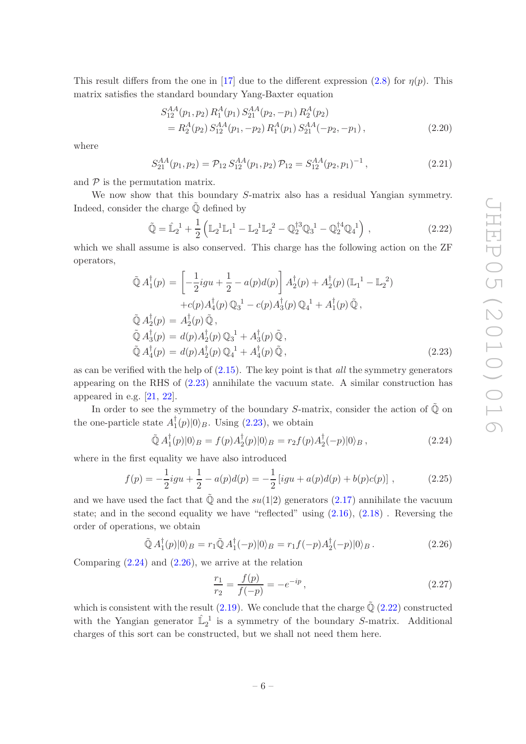This result differs from the one in [17] due to the different expression (2.8) for $\eta(p)$. This matrix satisfies the standard boundary Yang-Baxter equation

$$
\begin{aligned}
&S^{AA}_{12}(p_1,p_2)\, R^A_1(p_1)\, S^{AA}_{21}(p_2,-p_1)\, R^A_2(p_2) \\
&\quad = R^A_2(p_2)\, S^{AA}_{12}(p_1,-p_2)\, R^A_1(p_1)\, S^{AA}_{21}(-p_2,-p_1)\,,
\end{aligned} \tag{2.20}
$$

where

$$
S^{AA}_{21}(p_1,p_2) = \mathcal{P}_{12}\, S^{AA}_{12}(p_1,p_2)\, \mathcal{P}_{12} = S^{AA}_{12}(p_2,p_1)^{-1}\,, \tag{2.21}
$$

and $\mathcal{P}$ is the permutation matrix.

We now show that this boundary $S$-matrix also has a residual Yangian symmetry. Indeed, consider the charge $\tilde{\mathbb{Q}}$ defined by

$$
\tilde{\mathbb{Q}} = \hat{\mathbb{L}}_2{}^1 + \frac{1}{2}\left(\mathbb{L}_2{}^1\mathbb{L}_1{}^1 - \mathbb{L}_2{}^1\mathbb{L}_2{}^2 - \mathbb{Q}_2^{\dagger 3}\mathbb{Q}_3{}^1 - \mathbb{Q}_2^{\dagger 4}\mathbb{Q}_4{}^1\right)\,, \tag{2.22}
$$

which we shall assume is also conserved. This charge has the following action on the ZF operators,

$$
\begin{aligned}
\tilde{\mathbb{Q}}\, A_1^\dagger(p) &= \left[-\frac{1}{2}igu + \frac{1}{2} - a(p)d(p)\right] A_2^\dagger(p) + A_2^\dagger(p)\,(\mathbb{L}_1{}^1 - \mathbb{L}_2{}^2) \\
&\quad + c(p)A_4^\dagger(p)\,\mathbb{Q}_3{}^1 - c(p)A_3^\dagger(p)\,\mathbb{Q}_4{}^1 + A_1^\dagger(p)\,\tilde{\mathbb{Q}}\,, \\
\tilde{\mathbb{Q}}\, A_2^\dagger(p) &= A_2^\dagger(p)\,\tilde{\mathbb{Q}}\,, \\
\tilde{\mathbb{Q}}\, A_3^\dagger(p) &= d(p)A_2^\dagger(p)\,\mathbb{Q}_3{}^1 + A_3^\dagger(p)\,\tilde{\mathbb{Q}}\,, \\
\tilde{\mathbb{Q}}\, A_4^\dagger(p) &= d(p)A_2^\dagger(p)\,\mathbb{Q}_4{}^1 + A_4^\dagger(p)\,\tilde{\mathbb{Q}}\,,
\end{aligned} \tag{2.23}
$$

as can be verified with the help of (2.15). The key point is that *all* the symmetry generators appearing on the RHS of (2.23) annihilate the vacuum state. A similar construction has appeared in e.g. [21, 22].

In order to see the symmetry of the boundary $S$-matrix, consider the action of $\tilde{\mathbb{Q}}$ on the one-particle state $A_1^\dagger(p)|0\rangle_B$. Using (2.23), we obtain

$$
\tilde{\mathbb{Q}}\, A_1^\dagger(p)|0\rangle_B = f(p)A_2^\dagger(p)|0\rangle_B = r_2 f(p)A_2^\dagger(-p)|0\rangle_B\,, \tag{2.24}
$$

where in the first equality we have also introduced

$$
f(p) = -\frac{1}{2}igu + \frac{1}{2} - a(p)d(p) = -\frac{1}{2}\left[igu + a(p)d(p) + b(p)c(p)\right]\,, \tag{2.25}
$$

and we have used the fact that $\tilde{\mathbb{Q}}$ and the $su(1|2)$ generators (2.17) annihilate the vacuum state; and in the second equality we have "reflected" using (2.16), (2.18) . Reversing the order of operations, we obtain

$$
\tilde{\mathbb{Q}}\, A_1^\dagger(p)|0\rangle_B = r_1\tilde{\mathbb{Q}}\, A_1^\dagger(-p)|0\rangle_B = r_1 f(-p)A_2^\dagger(-p)|0\rangle_B\,. \tag{2.26}
$$

Comparing (2.24) and (2.26), we arrive at the relation

$$
\frac{r_1}{r_2} = \frac{f(p)}{f(-p)} = -e^{-ip}\,, \tag{2.27}
$$

which is consistent with the result (2.19). We conclude that the charge $\tilde{\mathbb{Q}}$ (2.22) constructed with the Yangian generator $\hat{\mathbb{L}}_2{}^1$ is a symmetry of the boundary $S$-matrix. Additional charges of this sort can be constructed, but we shall not need them here.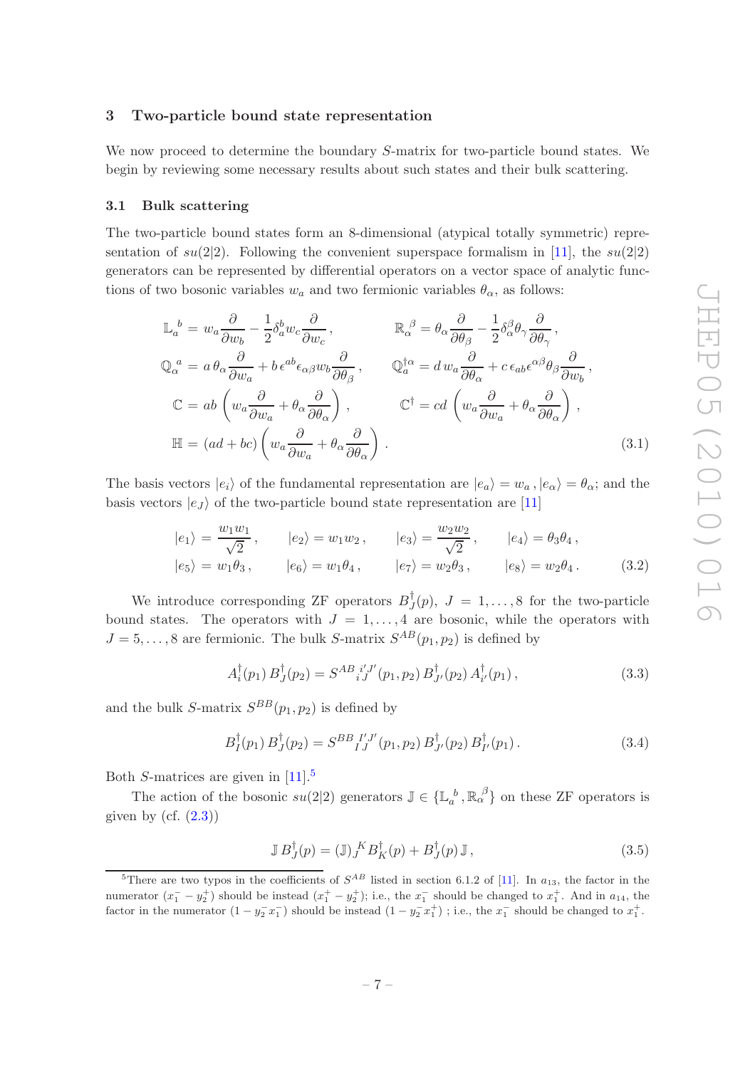## 3 Two-particle bound state representation

We now proceed to determine the boundary $S$-matrix for two-particle bound states. We begin by reviewing some necessary results about such states and their bulk scattering.

### 3.1 Bulk scattering

The two-particle bound states form an 8-dimensional (atypical totally symmetric) representation of $su(2|2)$. Following the convenient superspace formalism in [11], the $su(2|2)$ generators can be represented by differential operators on a vector space of analytic functions of two bosonic variables $w_a$ and two fermionic variables $\theta_\alpha$, as follows:

$$
\begin{aligned}
\mathbb{L}_a^{\ b} &= w_a \frac{\partial}{\partial w_b} - \frac{1}{2}\delta_a^b w_c \frac{\partial}{\partial w_c} \,, & \mathbb{R}_\alpha^{\ \beta} &= \theta_\alpha \frac{\partial}{\partial \theta_\beta} - \frac{1}{2}\delta_\alpha^\beta \theta_\gamma \frac{\partial}{\partial \theta_\gamma} \,, \\
\mathbb{Q}_\alpha^{\ a} &= a\, \theta_\alpha \frac{\partial}{\partial w_a} + b\, \epsilon^{ab}\epsilon_{\alpha\beta} w_b \frac{\partial}{\partial \theta_\beta} \,, & \mathbb{Q}_a^{\dagger\alpha} &= d\, w_a \frac{\partial}{\partial \theta_\alpha} + c\, \epsilon_{ab}\epsilon^{\alpha\beta}\theta_\beta \frac{\partial}{\partial w_b} \,, \\
\mathbb{C} &= ab\left( w_a \frac{\partial}{\partial w_a} + \theta_\alpha \frac{\partial}{\partial \theta_\alpha}\right) , & \mathbb{C}^\dagger &= cd\left( w_a \frac{\partial}{\partial w_a} + \theta_\alpha \frac{\partial}{\partial \theta_\alpha}\right) , \\
\mathbb{H} &= (ad+bc)\left( w_a \frac{\partial}{\partial w_a} + \theta_\alpha \frac{\partial}{\partial \theta_\alpha}\right) . & & 
\end{aligned}
\tag{3.1}
$$

The basis vectors $|e_i\rangle$ of the fundamental representation are $|e_a\rangle = w_a \,, |e_\alpha\rangle = \theta_\alpha$; and the basis vectors $|e_J\rangle$ of the two-particle bound state representation are [11]

$$
\begin{aligned}
|e_1\rangle &= \frac{w_1 w_1}{\sqrt{2}} \,, & |e_2\rangle &= w_1 w_2 \,, & |e_3\rangle &= \frac{w_2 w_2}{\sqrt{2}} \,, & |e_4\rangle &= \theta_3 \theta_4 \,, \\
|e_5\rangle &= w_1 \theta_3 \,, & |e_6\rangle &= w_1 \theta_4 \,, & |e_7\rangle &= w_2 \theta_3 \,, & |e_8\rangle &= w_2 \theta_4 \,.
\end{aligned}
\tag{3.2}
$$

We introduce corresponding ZF operators $B_J^\dagger(p)$, $J = 1, \ldots, 8$ for the two-particle bound states. The operators with $J = 1, \ldots, 4$ are bosonic, while the operators with $J = 5, \ldots, 8$ are fermionic. The bulk $S$-matrix $S^{AB}(p_1, p_2)$ is defined by

$$
A_i^\dagger(p_1)\, B_J^\dagger(p_2) = S^{AB\, i'J'}_{\ \ i J}(p_1, p_2)\, B_{J'}^\dagger(p_2)\, A_{i'}^\dagger(p_1) \,,
\tag{3.3}
$$

and the bulk $S$-matrix $S^{BB}(p_1, p_2)$ is defined by

$$
B_I^\dagger(p_1)\, B_J^\dagger(p_2) = S^{BB\, I'J'}_{\ \ I J}(p_1, p_2)\, B_{J'}^\dagger(p_2)\, B_{I'}^\dagger(p_1) \,.
\tag{3.4}
$$

Both $S$-matrices are given in [11].[5]

The action of the bosonic $su(2|2)$ generators $\mathbb{J} \in \{\mathbb{L}_a^{\ b}, \mathbb{R}_\alpha^{\ \beta}\}$ on these ZF operators is given by (cf. (2.3))

$$
\mathbb{J}\, B_J^\dagger(p) = (\mathbb{J})_J^{\ K} B_K^\dagger(p) + B_J^\dagger(p)\, \mathbb{J} \,,
\tag{3.5}
$$

[5] There are two typos in the coefficients of $S^{AB}$ listed in section 6.1.2 of [11]. In $a_{13}$, the factor in the numerator $(x_1^- - y_2^+)$ should be instead $(x_1^+ - y_2^+)$; i.e., the $x_1^-$ should be changed to $x_1^+$. And in $a_{14}$, the factor in the numerator $(1 - y_2^- x_1^-)$ should be instead $(1 - y_2^- x_1^+)$ ; i.e., the $x_1^-$ should be changed to $x_1^+$.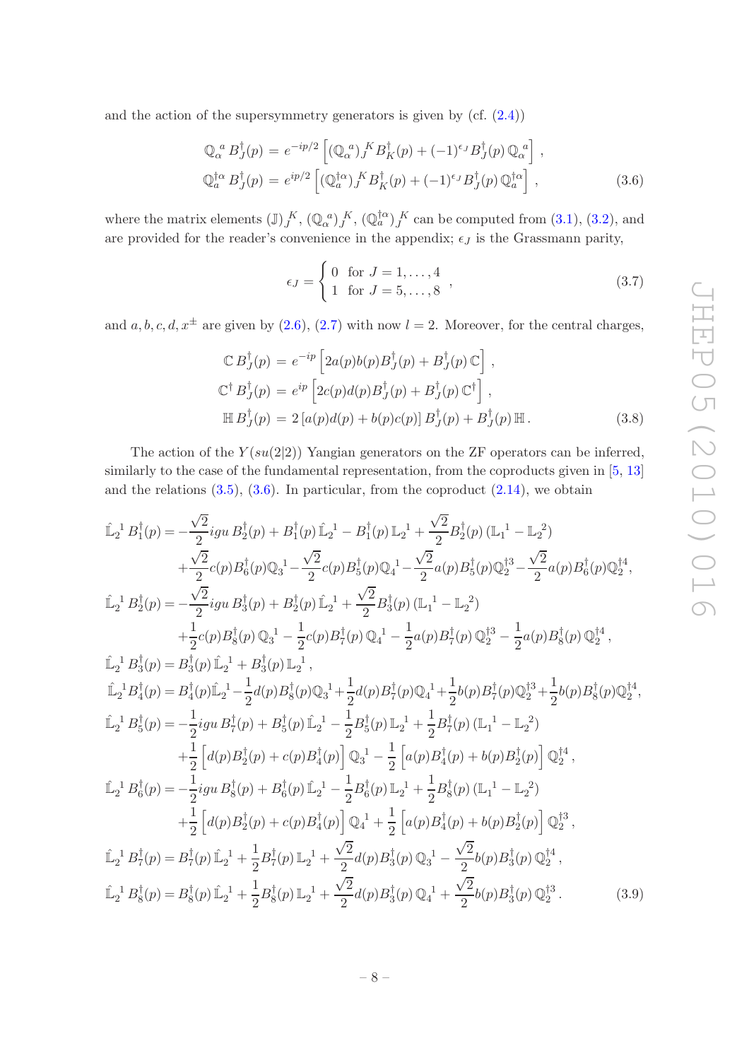and the action of the supersymmetry generators is given by (cf. (2.4))

$$
\begin{aligned}
\mathbb{Q}_\alpha{}^a \, B_J^\dagger(p) &= e^{-ip/2} \left[ (\mathbb{Q}_\alpha{}^a)_J{}^K B_K^\dagger(p) + (-1)^{\epsilon_J} B_J^\dagger(p) \, \mathbb{Q}_\alpha{}^a \right] , \\
\mathbb{Q}_a^{\dagger\alpha} \, B_J^\dagger(p) &= e^{ip/2} \left[ (\mathbb{Q}_a^{\dagger\alpha})_J{}^K B_K^\dagger(p) + (-1)^{\epsilon_J} B_J^\dagger(p) \, \mathbb{Q}_a^{\dagger\alpha} \right] ,
\end{aligned}
\tag{3.6}
$$

where the matrix elements $(\mathbb{J})_J{}^K$, $(\mathbb{Q}_\alpha{}^a)_J{}^K$, $(\mathbb{Q}_a^{\dagger\alpha})_J{}^K$ can be computed from (3.1), (3.2), and are provided for the reader's convenience in the appendix; $\epsilon_J$ is the Grassmann parity,

$$
\epsilon_J = \begin{cases} 0 & \text{for } J = 1, \ldots, 4 \\ 1 & \text{for } J = 5, \ldots, 8 \end{cases} ,
\tag{3.7}
$$

and $a, b, c, d, x^\pm$ are given by (2.6), (2.7) with now $l = 2$. Moreover, for the central charges,

$$
\begin{aligned}
\mathbb{C} \, B_J^\dagger(p) &= e^{-ip} \left[ 2a(p)b(p) B_J^\dagger(p) + B_J^\dagger(p) \, \mathbb{C} \right] , \\
\mathbb{C}^\dagger \, B_J^\dagger(p) &= e^{ip} \left[ 2c(p)d(p) B_J^\dagger(p) + B_J^\dagger(p) \, \mathbb{C}^\dagger \right] , \\
\mathbb{H} \, B_J^\dagger(p) &= 2 \left[ a(p)d(p) + b(p)c(p) \right] B_J^\dagger(p) + B_J^\dagger(p) \, \mathbb{H} .
\end{aligned}
\tag{3.8}
$$

The action of the $Y(su(2|2))$ Yangian generators on the ZF operators can be inferred, similarly to the case of the fundamental representation, from the coproducts given in [5, 13] and the relations (3.5), (3.6). In particular, from the coproduct (2.14), we obtain

$$
\begin{aligned}
\hat{\mathbb{L}}_2{}^1 \, B_1^\dagger(p) &= -\frac{\sqrt{2}}{2} igu \, B_2^\dagger(p) + B_1^\dagger(p) \, \hat{\mathbb{L}}_2{}^1 - B_1^\dagger(p) \, \mathbb{L}_2{}^1 + \frac{\sqrt{2}}{2} B_2^\dagger(p) \, (\mathbb{L}_1{}^1 - \mathbb{L}_2{}^2) \\
&\quad + \frac{\sqrt{2}}{2} c(p) B_6^\dagger(p) \mathbb{Q}_3{}^1 - \frac{\sqrt{2}}{2} c(p) B_5^\dagger(p) \mathbb{Q}_4{}^1 - \frac{\sqrt{2}}{2} a(p) B_5^\dagger(p) \mathbb{Q}_2^{\dagger 3} - \frac{\sqrt{2}}{2} a(p) B_6^\dagger(p) \mathbb{Q}_2^{\dagger 4} , \\
\hat{\mathbb{L}}_2{}^1 \, B_2^\dagger(p) &= -\frac{\sqrt{2}}{2} igu \, B_3^\dagger(p) + B_2^\dagger(p) \, \hat{\mathbb{L}}_2{}^1 + \frac{\sqrt{2}}{2} B_3^\dagger(p) \, (\mathbb{L}_1{}^1 - \mathbb{L}_2{}^2) \\
&\quad + \frac{1}{2} c(p) B_8^\dagger(p) \, \mathbb{Q}_3{}^1 - \frac{1}{2} c(p) B_7^\dagger(p) \, \mathbb{Q}_4{}^1 - \frac{1}{2} a(p) B_7^\dagger(p) \, \mathbb{Q}_2^{\dagger 3} - \frac{1}{2} a(p) B_8^\dagger(p) \, \mathbb{Q}_2^{\dagger 4} , \\
\hat{\mathbb{L}}_2{}^1 \, B_3^\dagger(p) &= B_3^\dagger(p) \, \hat{\mathbb{L}}_2{}^1 + B_3^\dagger(p) \, \mathbb{L}_2{}^1 , \\
\hat{\mathbb{L}}_2{}^1 B_4^\dagger(p) &= B_4^\dagger(p) \hat{\mathbb{L}}_2{}^1 - \frac{1}{2} d(p) B_8^\dagger(p) \mathbb{Q}_3{}^1 + \frac{1}{2} d(p) B_7^\dagger(p) \mathbb{Q}_4{}^1 + \frac{1}{2} b(p) B_7^\dagger(p) \mathbb{Q}_2^{\dagger 3} + \frac{1}{2} b(p) B_8^\dagger(p) \mathbb{Q}_2^{\dagger 4} , \\
\hat{\mathbb{L}}_2{}^1 \, B_5^\dagger(p) &= -\frac{1}{2} igu \, B_7^\dagger(p) + B_5^\dagger(p) \, \hat{\mathbb{L}}_2{}^1 - \frac{1}{2} B_5^\dagger(p) \, \mathbb{L}_2{}^1 + \frac{1}{2} B_7^\dagger(p) \, (\mathbb{L}_1{}^1 - \mathbb{L}_2{}^2) \\
&\quad + \frac{1}{2} \left[ d(p) B_2^\dagger(p) + c(p) B_4^\dagger(p) \right] \mathbb{Q}_3{}^1 - \frac{1}{2} \left[ a(p) B_4^\dagger(p) + b(p) B_2^\dagger(p) \right] \mathbb{Q}_2^{\dagger 4} , \\
\hat{\mathbb{L}}_2{}^1 \, B_6^\dagger(p) &= -\frac{1}{2} igu \, B_8^\dagger(p) + B_6^\dagger(p) \, \hat{\mathbb{L}}_2{}^1 - \frac{1}{2} B_6^\dagger(p) \, \mathbb{L}_2{}^1 + \frac{1}{2} B_8^\dagger(p) \, (\mathbb{L}_1{}^1 - \mathbb{L}_2{}^2) \\
&\quad + \frac{1}{2} \left[ d(p) B_2^\dagger(p) + c(p) B_4^\dagger(p) \right] \mathbb{Q}_4{}^1 + \frac{1}{2} \left[ a(p) B_4^\dagger(p) + b(p) B_2^\dagger(p) \right] \mathbb{Q}_2^{\dagger 3} , \\
\hat{\mathbb{L}}_2{}^1 \, B_7^\dagger(p) &= B_7^\dagger(p) \, \hat{\mathbb{L}}_2{}^1 + \frac{1}{2} B_7^\dagger(p) \, \mathbb{L}_2{}^1 + \frac{\sqrt{2}}{2} d(p) B_3^\dagger(p) \, \mathbb{Q}_3{}^1 - \frac{\sqrt{2}}{2} b(p) B_3^\dagger(p) \, \mathbb{Q}_2^{\dagger 4} , \\
\hat{\mathbb{L}}_2{}^1 \, B_8^\dagger(p) &= B_8^\dagger(p) \, \hat{\mathbb{L}}_2{}^1 + \frac{1}{2} B_8^\dagger(p) \, \mathbb{L}_2{}^1 + \frac{\sqrt{2}}{2} d(p) B_3^\dagger(p) \, \mathbb{Q}_4{}^1 + \frac{\sqrt{2}}{2} b(p) B_3^\dagger(p) \, \mathbb{Q}_2^{\dagger 3} .
\end{aligned}
\tag{3.9}
$$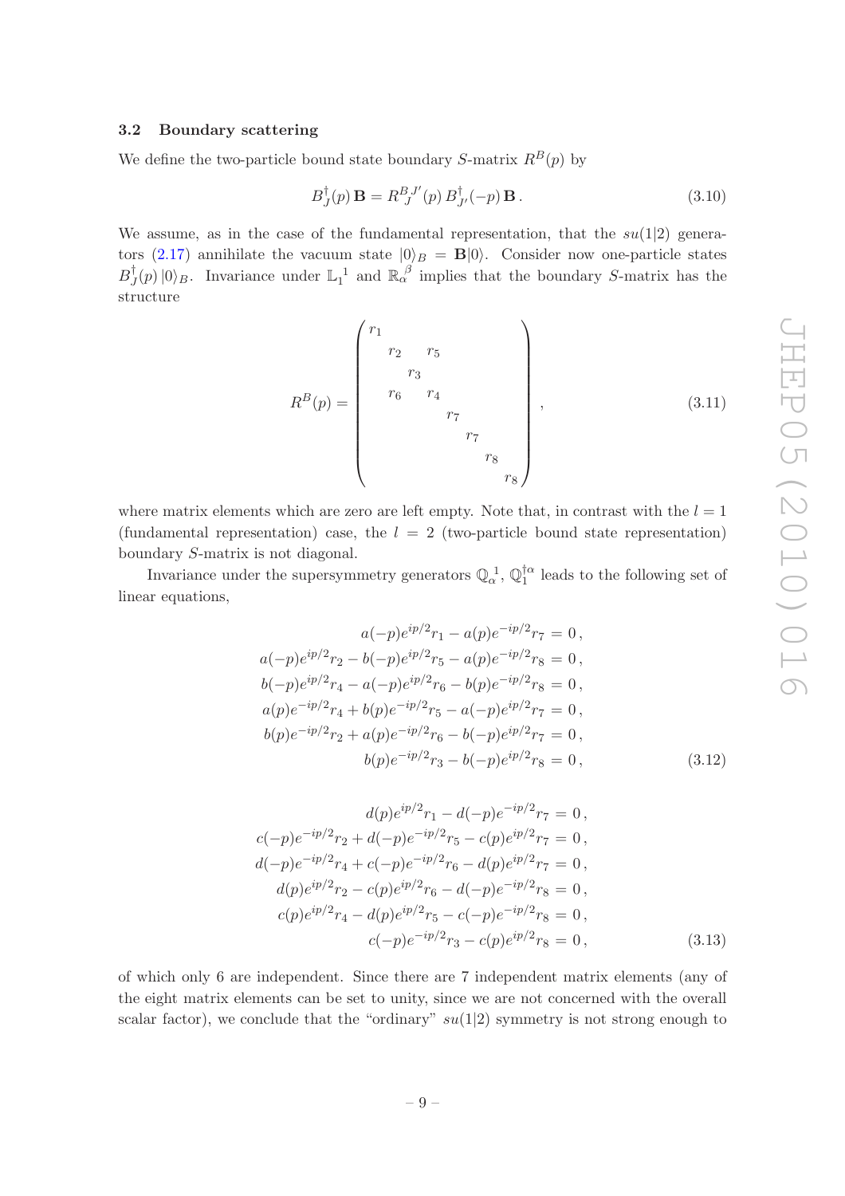### 3.2 Boundary scattering

We define the two-particle bound state boundary $S$-matrix $R^B(p)$ by

$$B_J^\dagger(p)\,\mathbf{B} = R^{B\,J'}_{J}(p)\,B_{J'}^\dagger(-p)\,\mathbf{B}\,. \tag{3.10}$$

We assume, as in the case of the fundamental representation, that the $su(1|2)$ generators (2.17) annihilate the vacuum state $|0\rangle_B = \mathbf{B}|0\rangle$. Consider now one-particle states $B_J^\dagger(p)\,|0\rangle_B$. Invariance under $\mathbb{L}_1{}^1$ and $\mathbb{R}_\alpha{}^\beta$ implies that the boundary $S$-matrix has the structure

$$R^B(p) = \begin{pmatrix} r_1 & & & & & & & \\ & r_2 & & r_5 & & & & \\ & & r_3 & & & & & \\ & r_6 & & r_4 & & & & \\ & & & & r_7 & & & \\ & & & & & r_7 & & \\ & & & & & & r_8 & \\ & & & & & & & r_8 \end{pmatrix}, \tag{3.11}$$

where matrix elements which are zero are left empty. Note that, in contrast with the $l=1$ (fundamental representation) case, the $l=2$ (two-particle bound state representation) boundary $S$-matrix is not diagonal.

Invariance under the supersymmetry generators $\mathbb{Q}_\alpha{}^1$, $\mathbb{Q}_1^{\dagger\alpha}$ leads to the following set of linear equations,

$$\begin{aligned}
a(-p)e^{ip/2}r_1 - a(p)e^{-ip/2}r_7 &= 0\,,\\
a(-p)e^{ip/2}r_2 - b(-p)e^{ip/2}r_5 - a(p)e^{-ip/2}r_8 &= 0\,,\\
b(-p)e^{ip/2}r_4 - a(-p)e^{ip/2}r_6 - b(p)e^{-ip/2}r_8 &= 0\,,\\
a(p)e^{-ip/2}r_4 + b(p)e^{-ip/2}r_5 - a(-p)e^{ip/2}r_7 &= 0\,,\\
b(p)e^{-ip/2}r_2 + a(p)e^{-ip/2}r_6 - b(-p)e^{ip/2}r_7 &= 0\,,\\
b(p)e^{-ip/2}r_3 - b(-p)e^{ip/2}r_8 &= 0\,,
\end{aligned} \tag{3.12}$$

$$\begin{aligned}
d(p)e^{ip/2}r_1 - d(-p)e^{-ip/2}r_7 &= 0\,,\\
c(-p)e^{-ip/2}r_2 + d(-p)e^{-ip/2}r_5 - c(p)e^{ip/2}r_7 &= 0\,,\\
d(-p)e^{-ip/2}r_4 + c(-p)e^{-ip/2}r_6 - d(p)e^{ip/2}r_7 &= 0\,,\\
d(p)e^{ip/2}r_2 - c(p)e^{ip/2}r_6 - d(-p)e^{-ip/2}r_8 &= 0\,,\\
c(p)e^{ip/2}r_4 - d(p)e^{ip/2}r_5 - c(-p)e^{-ip/2}r_8 &= 0\,,\\
c(-p)e^{-ip/2}r_3 - c(p)e^{ip/2}r_8 &= 0\,,
\end{aligned} \tag{3.13}$$

of which only 6 are independent. Since there are 7 independent matrix elements (any of the eight matrix elements can be set to unity, since we are not concerned with the overall scalar factor), we conclude that the "ordinary" $su(1|2)$ symmetry is not strong enough to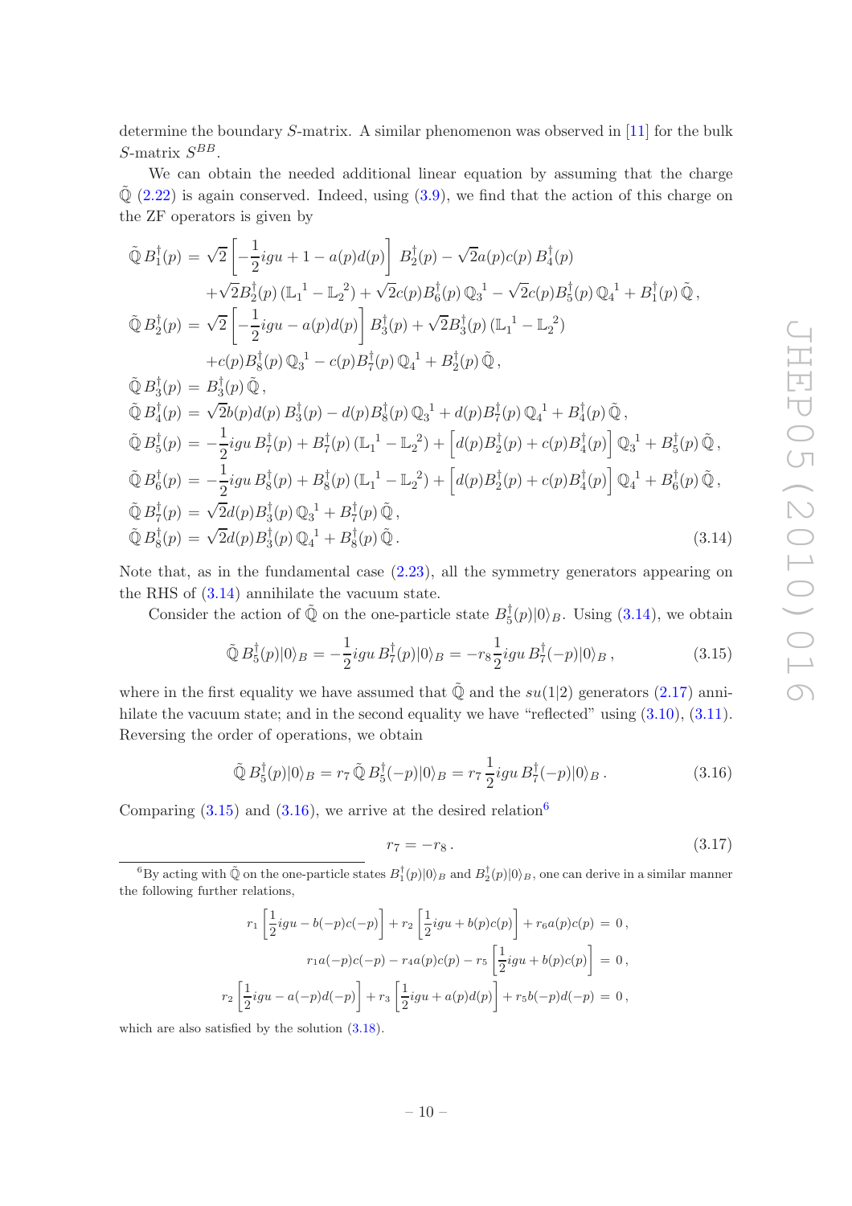determine the boundary $S$-matrix. A similar phenomenon was observed in [11] for the bulk $S$-matrix $S^{BB}$.

We can obtain the needed additional linear equation by assuming that the charge $\tilde{\mathbb{Q}}$ (2.22) is again conserved. Indeed, using (3.9), we find that the action of this charge on the ZF operators is given by

$$
\begin{aligned}
\tilde{\mathbb{Q}}\, B_1^\dagger(p) &= \sqrt{2}\left[-\frac{1}{2}igu + 1 - a(p)d(p)\right] B_2^\dagger(p) - \sqrt{2}a(p)c(p)\, B_4^\dagger(p) \\
&\quad + \sqrt{2}B_2^\dagger(p)\,(\mathbb{L}_1{}^1 - \mathbb{L}_2{}^2) + \sqrt{2}c(p)B_6^\dagger(p)\,\mathbb{Q}_3{}^1 - \sqrt{2}c(p)B_5^\dagger(p)\,\mathbb{Q}_4{}^1 + B_1^\dagger(p)\,\tilde{\mathbb{Q}}\,, \\
\tilde{\mathbb{Q}}\, B_2^\dagger(p) &= \sqrt{2}\left[-\frac{1}{2}igu - a(p)d(p)\right] B_3^\dagger(p) + \sqrt{2}B_3^\dagger(p)\,(\mathbb{L}_1{}^1 - \mathbb{L}_2{}^2) \\
&\quad + c(p)B_8^\dagger(p)\,\mathbb{Q}_3{}^1 - c(p)B_7^\dagger(p)\,\mathbb{Q}_4{}^1 + B_2^\dagger(p)\,\tilde{\mathbb{Q}}\,, \\
\tilde{\mathbb{Q}}\, B_3^\dagger(p) &= B_3^\dagger(p)\,\tilde{\mathbb{Q}}\,, \\
\tilde{\mathbb{Q}}\, B_4^\dagger(p) &= \sqrt{2}b(p)d(p)\, B_3^\dagger(p) - d(p)B_8^\dagger(p)\,\mathbb{Q}_3{}^1 + d(p)B_7^\dagger(p)\,\mathbb{Q}_4{}^1 + B_4^\dagger(p)\,\tilde{\mathbb{Q}}\,, \\
\tilde{\mathbb{Q}}\, B_5^\dagger(p) &= -\frac{1}{2}igu\, B_7^\dagger(p) + B_7^\dagger(p)\,(\mathbb{L}_1{}^1 - \mathbb{L}_2{}^2) + \left[d(p)B_2^\dagger(p) + c(p)B_4^\dagger(p)\right]\mathbb{Q}_3{}^1 + B_5^\dagger(p)\,\tilde{\mathbb{Q}}\,, \\
\tilde{\mathbb{Q}}\, B_6^\dagger(p) &= -\frac{1}{2}igu\, B_8^\dagger(p) + B_8^\dagger(p)\,(\mathbb{L}_1{}^1 - \mathbb{L}_2{}^2) + \left[d(p)B_2^\dagger(p) + c(p)B_4^\dagger(p)\right]\mathbb{Q}_4{}^1 + B_6^\dagger(p)\,\tilde{\mathbb{Q}}\,, \\
\tilde{\mathbb{Q}}\, B_7^\dagger(p) &= \sqrt{2}d(p)B_3^\dagger(p)\,\mathbb{Q}_3{}^1 + B_7^\dagger(p)\,\tilde{\mathbb{Q}}\,, \\
\tilde{\mathbb{Q}}\, B_8^\dagger(p) &= \sqrt{2}d(p)B_3^\dagger(p)\,\mathbb{Q}_4{}^1 + B_8^\dagger(p)\,\tilde{\mathbb{Q}}\,.
\end{aligned}
\tag{3.14}
$$

Note that, as in the fundamental case (2.23), all the symmetry generators appearing on the RHS of (3.14) annihilate the vacuum state.

Consider the action of $\tilde{\mathbb{Q}}$ on the one-particle state $B_5^\dagger(p)|0\rangle_B$. Using (3.14), we obtain

$$
\tilde{\mathbb{Q}}\, B_5^\dagger(p)|0\rangle_B = -\frac{1}{2}igu\, B_7^\dagger(p)|0\rangle_B = -r_8\frac{1}{2}igu\, B_7^\dagger(-p)|0\rangle_B\,, \tag{3.15}
$$

where in the first equality we have assumed that $\tilde{\mathbb{Q}}$ and the $su(1|2)$ generators (2.17) annihilate the vacuum state; and in the second equality we have "reflected" using (3.10), (3.11). Reversing the order of operations, we obtain

$$
\tilde{\mathbb{Q}}\, B_5^\dagger(p)|0\rangle_B = r_7\,\tilde{\mathbb{Q}}\, B_5^\dagger(-p)|0\rangle_B = r_7\,\frac{1}{2}igu\, B_7^\dagger(-p)|0\rangle_B\,. \tag{3.16}
$$

Comparing (3.15) and (3.16), we arrive at the desired relation[6]

$$
r_7 = -r_8\,. \tag{3.17}
$$

[6] By acting with $\tilde{\mathbb{Q}}$ on the one-particle states $B_1^\dagger(p)|0\rangle_B$ and $B_2^\dagger(p)|0\rangle_B$, one can derive in a similar manner the following further relations,

$$
\begin{aligned}
r_1\left[\frac{1}{2}igu - b(-p)c(-p)\right] + r_2\left[\frac{1}{2}igu + b(p)c(p)\right] + r_6 a(p)c(p) &= 0\,, \\
r_1 a(-p)c(-p) - r_4 a(p)c(p) - r_5\left[\frac{1}{2}igu + b(p)c(p)\right] &= 0\,, \\
r_2\left[\frac{1}{2}igu - a(-p)d(-p)\right] + r_3\left[\frac{1}{2}igu + a(p)d(p)\right] + r_5 b(-p)d(-p) &= 0\,,
\end{aligned}
$$

which are also satisfied by the solution (3.18).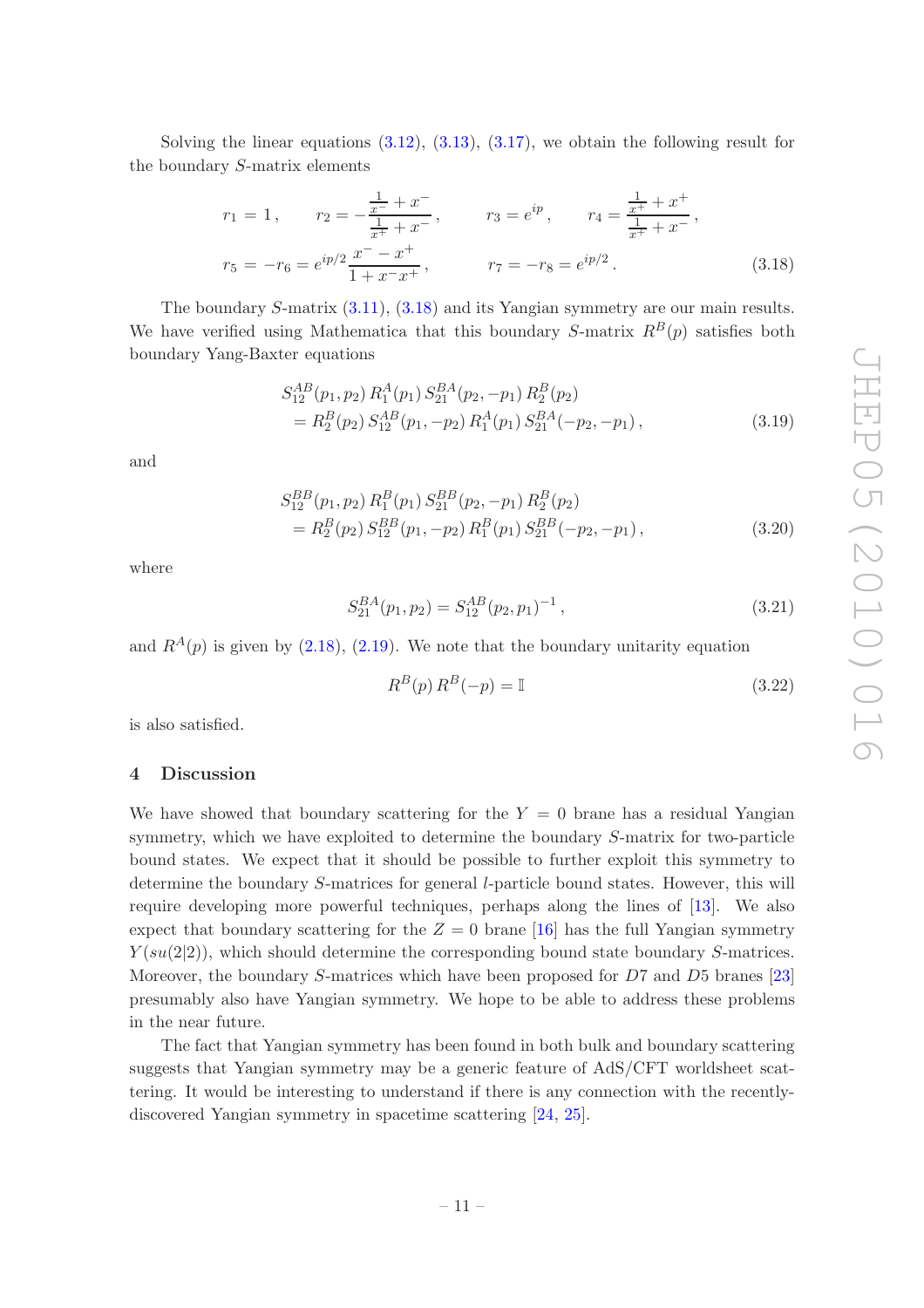Solving the linear equations (3.12), (3.13), (3.17), we obtain the following result for the boundary $S$-matrix elements

$$
\begin{aligned}
r_1 &= 1\,, \qquad r_2 = -\frac{\frac{1}{x^-}+x^-}{\frac{1}{x^+}+x^-}\,, \qquad r_3 = e^{ip}\,, \qquad r_4 = \frac{\frac{1}{x^+}+x^+}{\frac{1}{x^+}+x^-}\,, \\
r_5 &= -r_6 = e^{ip/2}\,\frac{x^- - x^+}{1+x^-x^+}\,, \qquad\qquad r_7 = -r_8 = e^{ip/2}\,.
\end{aligned}
\tag{3.18}
$$

The boundary $S$-matrix (3.11), (3.18) and its Yangian symmetry are our main results. We have verified using Mathematica that this boundary $S$-matrix $R^B(p)$ satisfies both boundary Yang-Baxter equations

$$
\begin{aligned}
&S_{12}^{AB}(p_1,p_2)\, R_1^A(p_1)\, S_{21}^{BA}(p_2,-p_1)\, R_2^B(p_2) \\
&\quad = R_2^B(p_2)\, S_{12}^{AB}(p_1,-p_2)\, R_1^A(p_1)\, S_{21}^{BA}(-p_2,-p_1)\,,
\end{aligned}
\tag{3.19}
$$

and

$$
\begin{aligned}
&S_{12}^{BB}(p_1,p_2)\, R_1^B(p_1)\, S_{21}^{BB}(p_2,-p_1)\, R_2^B(p_2) \\
&\quad = R_2^B(p_2)\, S_{12}^{BB}(p_1,-p_2)\, R_1^B(p_1)\, S_{21}^{BB}(-p_2,-p_1)\,,
\end{aligned}
\tag{3.20}
$$

where

$$
S_{21}^{BA}(p_1,p_2) = S_{12}^{AB}(p_2,p_1)^{-1}\,,
\tag{3.21}
$$

and $R^A(p)$ is given by (2.18), (2.19). We note that the boundary unitarity equation

$$
R^B(p)\, R^B(-p) = \mathbb{I}
\tag{3.22}
$$

is also satisfied.

## 4 Discussion

We have showed that boundary scattering for the $Y=0$ brane has a residual Yangian symmetry, which we have exploited to determine the boundary $S$-matrix for two-particle bound states. We expect that it should be possible to further exploit this symmetry to determine the boundary $S$-matrices for general $l$-particle bound states. However, this will require developing more powerful techniques, perhaps along the lines of [13]. We also expect that boundary scattering for the $Z=0$ brane [16] has the full Yangian symmetry $Y(su(2|2))$, which should determine the corresponding bound state boundary $S$-matrices. Moreover, the boundary $S$-matrices which have been proposed for $D7$ and $D5$ branes [23] presumably also have Yangian symmetry. We hope to be able to address these problems in the near future.

The fact that Yangian symmetry has been found in both bulk and boundary scattering suggests that Yangian symmetry may be a generic feature of AdS/CFT worldsheet scattering. It would be interesting to understand if there is any connection with the recently-discovered Yangian symmetry in spacetime scattering [24, 25].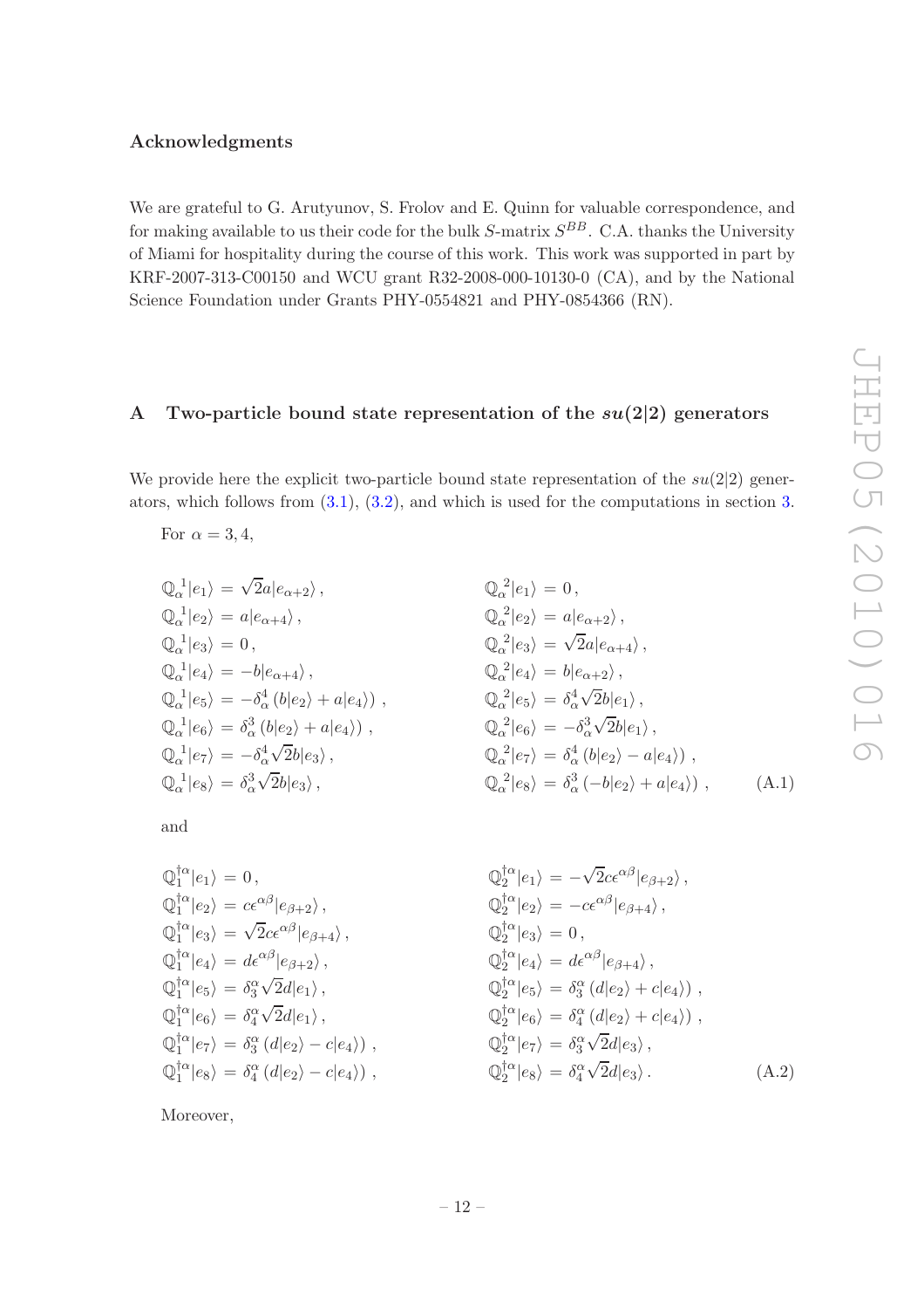### Acknowledgments

We are grateful to G. Arutyunov, S. Frolov and E. Quinn for valuable correspondence, and for making available to us their code for the bulk $S$-matrix $S^{BB}$. C.A. thanks the University of Miami for hospitality during the course of this work. This work was supported in part by KRF-2007-313-C00150 and WCU grant R32-2008-000-10130-0 (CA), and by the National Science Foundation under Grants PHY-0554821 and PHY-0854366 (RN).

## A Two-particle bound state representation of the $su(2|2)$ generators

We provide here the explicit two-particle bound state representation of the $su(2|2)$ generators, which follows from (3.1), (3.2), and which is used for the computations in section 3.

For $\alpha = 3, 4$,

$$
\begin{aligned}
\mathbb{Q}_\alpha{}^1|e_1\rangle &= \sqrt{2}a|e_{\alpha+2}\rangle\,, & \mathbb{Q}_\alpha{}^2|e_1\rangle &= 0\,,\\
\mathbb{Q}_\alpha{}^1|e_2\rangle &= a|e_{\alpha+4}\rangle\,, & \mathbb{Q}_\alpha{}^2|e_2\rangle &= a|e_{\alpha+2}\rangle\,,\\
\mathbb{Q}_\alpha{}^1|e_3\rangle &= 0\,, & \mathbb{Q}_\alpha{}^2|e_3\rangle &= \sqrt{2}a|e_{\alpha+4}\rangle\,,\\
\mathbb{Q}_\alpha{}^1|e_4\rangle &= -b|e_{\alpha+4}\rangle\,, & \mathbb{Q}_\alpha{}^2|e_4\rangle &= b|e_{\alpha+2}\rangle\,,\\
\mathbb{Q}_\alpha{}^1|e_5\rangle &= -\delta_\alpha^4\left(b|e_2\rangle + a|e_4\rangle\right)\,, & \mathbb{Q}_\alpha{}^2|e_5\rangle &= \delta_\alpha^4\sqrt{2}b|e_1\rangle\,,\\
\mathbb{Q}_\alpha{}^1|e_6\rangle &= \delta_\alpha^3\left(b|e_2\rangle + a|e_4\rangle\right)\,, & \mathbb{Q}_\alpha{}^2|e_6\rangle &= -\delta_\alpha^3\sqrt{2}b|e_1\rangle\,,\\
\mathbb{Q}_\alpha{}^1|e_7\rangle &= -\delta_\alpha^4\sqrt{2}b|e_3\rangle\,, & \mathbb{Q}_\alpha{}^2|e_7\rangle &= \delta_\alpha^4\left(b|e_2\rangle - a|e_4\rangle\right)\,,\\
\mathbb{Q}_\alpha{}^1|e_8\rangle &= \delta_\alpha^3\sqrt{2}b|e_3\rangle\,, & \mathbb{Q}_\alpha{}^2|e_8\rangle &= \delta_\alpha^3\left(-b|e_2\rangle + a|e_4\rangle\right)\,,
\end{aligned}
\tag{A.1}
$$

and

$$
\begin{aligned}
\mathbb{Q}_1^{\dagger\alpha}|e_1\rangle &= 0\,, & \mathbb{Q}_2^{\dagger\alpha}|e_1\rangle &= -\sqrt{2}c\epsilon^{\alpha\beta}|e_{\beta+2}\rangle\,,\\
\mathbb{Q}_1^{\dagger\alpha}|e_2\rangle &= c\epsilon^{\alpha\beta}|e_{\beta+2}\rangle\,, & \mathbb{Q}_2^{\dagger\alpha}|e_2\rangle &= -c\epsilon^{\alpha\beta}|e_{\beta+4}\rangle\,,\\
\mathbb{Q}_1^{\dagger\alpha}|e_3\rangle &= \sqrt{2}c\epsilon^{\alpha\beta}|e_{\beta+4}\rangle\,, & \mathbb{Q}_2^{\dagger\alpha}|e_3\rangle &= 0\,,\\
\mathbb{Q}_1^{\dagger\alpha}|e_4\rangle &= d\epsilon^{\alpha\beta}|e_{\beta+2}\rangle\,, & \mathbb{Q}_2^{\dagger\alpha}|e_4\rangle &= d\epsilon^{\alpha\beta}|e_{\beta+4}\rangle\,,\\
\mathbb{Q}_1^{\dagger\alpha}|e_5\rangle &= \delta_3^\alpha\sqrt{2}d|e_1\rangle\,, & \mathbb{Q}_2^{\dagger\alpha}|e_5\rangle &= \delta_3^\alpha\left(d|e_2\rangle + c|e_4\rangle\right)\,,\\
\mathbb{Q}_1^{\dagger\alpha}|e_6\rangle &= \delta_4^\alpha\sqrt{2}d|e_1\rangle\,, & \mathbb{Q}_2^{\dagger\alpha}|e_6\rangle &= \delta_4^\alpha\left(d|e_2\rangle + c|e_4\rangle\right)\,,\\
\mathbb{Q}_1^{\dagger\alpha}|e_7\rangle &= \delta_3^\alpha\left(d|e_2\rangle - c|e_4\rangle\right)\,, & \mathbb{Q}_2^{\dagger\alpha}|e_7\rangle &= \delta_3^\alpha\sqrt{2}d|e_3\rangle\,,\\
\mathbb{Q}_1^{\dagger\alpha}|e_8\rangle &= \delta_4^\alpha\left(d|e_2\rangle - c|e_4\rangle\right)\,, & \mathbb{Q}_2^{\dagger\alpha}|e_8\rangle &= \delta_4^\alpha\sqrt{2}d|e_3\rangle\,.
\end{aligned}
\tag{A.2}
$$

Moreover,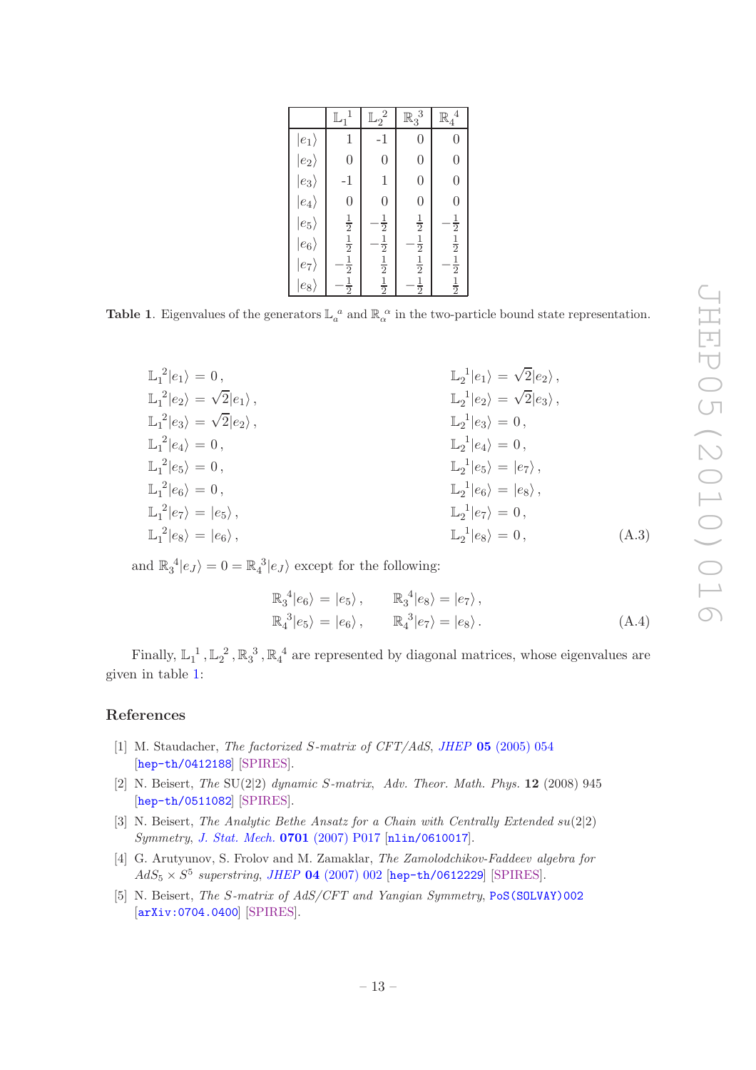| | $\mathbb{L}_1{}^1$ | $\mathbb{L}_2{}^2$ | $\mathbb{R}_3{}^3$ | $\mathbb{R}_4{}^4$ |
|---|---|---|---|---|
| $\vert e_1\rangle$ | 1 | -1 | 0 | 0 |
| $\vert e_2\rangle$ | 0 | 0 | 0 | 0 |
| $\vert e_3\rangle$ | -1 | 1 | 0 | 0 |
| $\vert e_4\rangle$ | 0 | 0 | 0 | 0 |
| $\vert e_5\rangle$ | $\frac{1}{2}$ | $-\frac{1}{2}$ | $\frac{1}{2}$ | $-\frac{1}{2}$ |
| $\vert e_6\rangle$ | $\frac{1}{2}$ | $-\frac{1}{2}$ | $-\frac{1}{2}$ | $\frac{1}{2}$ |
| $\vert e_7\rangle$ | $-\frac{1}{2}$ | $\frac{1}{2}$ | $\frac{1}{2}$ | $-\frac{1}{2}$ |
| $\vert e_8\rangle$ | $-\frac{1}{2}$ | $\frac{1}{2}$ | $-\frac{1}{2}$ | $\frac{1}{2}$ |

**Table 1**. Eigenvalues of the generators $\mathbb{L}_a{}^a$ and $\mathbb{R}_\alpha{}^\alpha$ in the two-particle bound state representation.

$$
\begin{aligned}
\mathbb{L}_1{}^2|e_1\rangle &= 0\,, & \mathbb{L}_2{}^1|e_1\rangle &= \sqrt{2}|e_2\rangle\,,\\
\mathbb{L}_1{}^2|e_2\rangle &= \sqrt{2}|e_1\rangle\,, & \mathbb{L}_2{}^1|e_2\rangle &= \sqrt{2}|e_3\rangle\,,\\
\mathbb{L}_1{}^2|e_3\rangle &= \sqrt{2}|e_2\rangle\,, & \mathbb{L}_2{}^1|e_3\rangle &= 0\,,\\
\mathbb{L}_1{}^2|e_4\rangle &= 0\,, & \mathbb{L}_2{}^1|e_4\rangle &= 0\,,\\
\mathbb{L}_1{}^2|e_5\rangle &= 0\,, & \mathbb{L}_2{}^1|e_5\rangle &= |e_7\rangle\,,\\
\mathbb{L}_1{}^2|e_6\rangle &= 0\,, & \mathbb{L}_2{}^1|e_6\rangle &= |e_8\rangle\,,\\
\mathbb{L}_1{}^2|e_7\rangle &= |e_5\rangle\,, & \mathbb{L}_2{}^1|e_7\rangle &= 0\,,\\
\mathbb{L}_1{}^2|e_8\rangle &= |e_6\rangle\,, & \mathbb{L}_2{}^1|e_8\rangle &= 0\,,
\end{aligned}
\tag{A.3}
$$

and $\mathbb{R}_3{}^4|e_J\rangle = 0 = \mathbb{R}_4{}^3|e_J\rangle$ except for the following:

$$
\begin{aligned}
\mathbb{R}_3{}^4|e_6\rangle &= |e_5\rangle\,, & \mathbb{R}_3{}^4|e_8\rangle &= |e_7\rangle\,,\\
\mathbb{R}_4{}^3|e_5\rangle &= |e_6\rangle\,, & \mathbb{R}_4{}^3|e_7\rangle &= |e_8\rangle\,.
\end{aligned}
\tag{A.4}
$$

Finally, $\mathbb{L}_1{}^1, \mathbb{L}_2{}^2, \mathbb{R}_3{}^3, \mathbb{R}_4{}^4$ are represented by diagonal matrices, whose eigenvalues are given in table 1:

## References

[1] M. Staudacher, *The factorized S-matrix of CFT/AdS*, JHEP **05** (2005) 054 [hep-th/0412188] [SPIRES].

[2] N. Beisert, *The* SU(2|2) *dynamic S-matrix*, Adv. Theor. Math. Phys. **12** (2008) 945 [hep-th/0511082] [SPIRES].

[3] N. Beisert, *The Analytic Bethe Ansatz for a Chain with Centrally Extended su(2|2) Symmetry*, J. Stat. Mech. **0701** (2007) P017 [nlin/0610017].

[4] G. Arutyunov, S. Frolov and M. Zamaklar, *The Zamolodchikov-Faddeev algebra for $AdS_5 \times S^5$ superstring*, JHEP **04** (2007) 002 [hep-th/0612229] [SPIRES].

[5] N. Beisert, *The S-matrix of AdS/CFT and Yangian Symmetry*, PoS(SOLVAY)002 [arXiv:0704.0400] [SPIRES].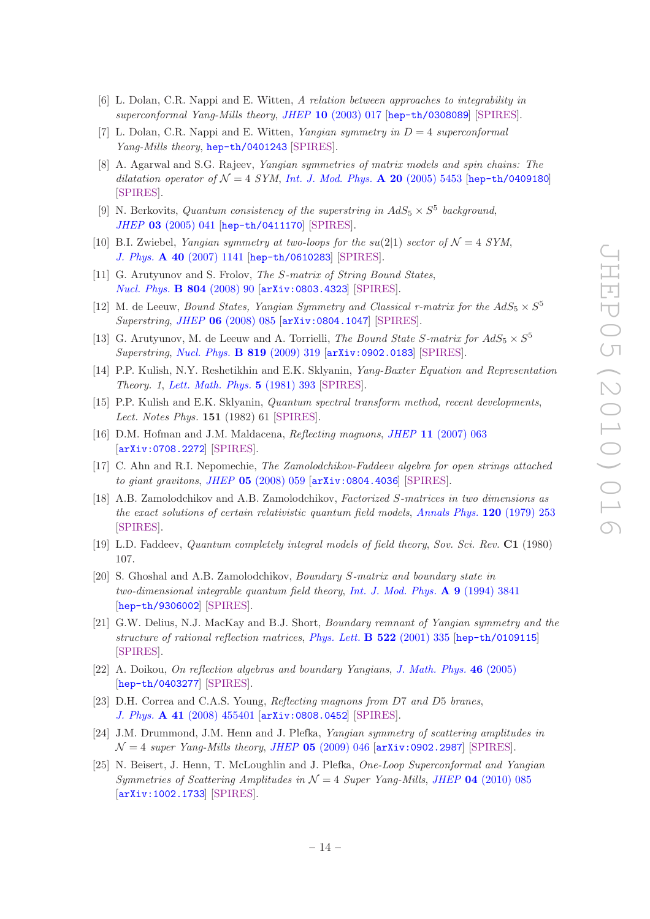[6] L. Dolan, C.R. Nappi and E. Witten, *A relation between approaches to integrability in superconformal Yang-Mills theory*, *JHEP* **10** (2003) 017 [hep-th/0308089] [SPIRES].

[7] L. Dolan, C.R. Nappi and E. Witten, *Yangian symmetry in $D = 4$ superconformal Yang-Mills theory*, hep-th/0401243 [SPIRES].

[8] A. Agarwal and S.G. Rajeev, *Yangian symmetries of matrix models and spin chains: The dilatation operator of $\mathcal{N} = 4$ SYM*, *Int. J. Mod. Phys.* **A 20** (2005) 5453 [hep-th/0409180] [SPIRES].

[9] N. Berkovits, *Quantum consistency of the superstring in $AdS_5 \times S^5$ background*, *JHEP* **03** (2005) 041 [hep-th/0411170] [SPIRES].

[10] B.I. Zwiebel, *Yangian symmetry at two-loops for the su(2|1) sector of $\mathcal{N} = 4$ SYM*, *J. Phys.* **A 40** (2007) 1141 [hep-th/0610283] [SPIRES].

[11] G. Arutyunov and S. Frolov, *The S-matrix of String Bound States*, *Nucl. Phys.* **B 804** (2008) 90 [arXiv:0803.4323] [SPIRES].

[12] M. de Leeuw, *Bound States, Yangian Symmetry and Classical r-matrix for the $AdS_5 \times S^5$ Superstring*, *JHEP* **06** (2008) 085 [arXiv:0804.1047] [SPIRES].

[13] G. Arutyunov, M. de Leeuw and A. Torrielli, *The Bound State S-matrix for $AdS_5 \times S^5$ Superstring*, *Nucl. Phys.* **B 819** (2009) 319 [arXiv:0902.0183] [SPIRES].

[14] P.P. Kulish, N.Y. Reshetikhin and E.K. Sklyanin, *Yang-Baxter Equation and Representation Theory. 1*, *Lett. Math. Phys.* **5** (1981) 393 [SPIRES].

[15] P.P. Kulish and E.K. Sklyanin, *Quantum spectral transform method, recent developments*, *Lect. Notes Phys.* **151** (1982) 61 [SPIRES].

[16] D.M. Hofman and J.M. Maldacena, *Reflecting magnons*, *JHEP* **11** (2007) 063 [arXiv:0708.2272] [SPIRES].

[17] C. Ahn and R.I. Nepomechie, *The Zamolodchikov-Faddeev algebra for open strings attached to giant gravitons*, *JHEP* **05** (2008) 059 [arXiv:0804.4036] [SPIRES].

[18] A.B. Zamolodchikov and A.B. Zamolodchikov, *Factorized S-matrices in two dimensions as the exact solutions of certain relativistic quantum field models*, *Annals Phys.* **120** (1979) 253 [SPIRES].

[19] L.D. Faddeev, *Quantum completely integral models of field theory*, *Sov. Sci. Rev.* **C1** (1980) 107.

[20] S. Ghoshal and A.B. Zamolodchikov, *Boundary S-matrix and boundary state in two-dimensional integrable quantum field theory*, *Int. J. Mod. Phys.* **A 9** (1994) 3841 [hep-th/9306002] [SPIRES].

[21] G.W. Delius, N.J. MacKay and B.J. Short, *Boundary remnant of Yangian symmetry and the structure of rational reflection matrices*, *Phys. Lett.* **B 522** (2001) 335 [hep-th/0109115] [SPIRES].

[22] A. Doikou, *On reflection algebras and boundary Yangians*, *J. Math. Phys.* **46** (2005) [hep-th/0403277] [SPIRES].

[23] D.H. Correa and C.A.S. Young, *Reflecting magnons from D7 and D5 branes*, *J. Phys.* **A 41** (2008) 455401 [arXiv:0808.0452] [SPIRES].

[24] J.M. Drummond, J.M. Henn and J. Plefka, *Yangian symmetry of scattering amplitudes in $\mathcal{N} = 4$ super Yang-Mills theory*, *JHEP* **05** (2009) 046 [arXiv:0902.2987] [SPIRES].

[25] N. Beisert, J. Henn, T. McLoughlin and J. Plefka, *One-Loop Superconformal and Yangian Symmetries of Scattering Amplitudes in $\mathcal{N} = 4$ Super Yang-Mills*, *JHEP* **04** (2010) 085 [arXiv:1002.1733] [SPIRES].